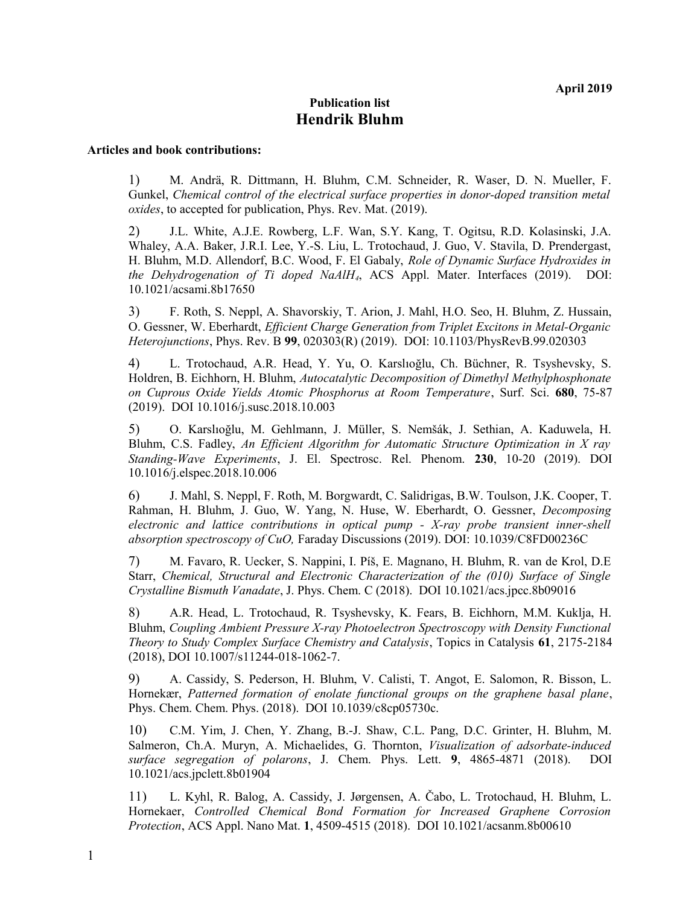**April 2019**

**Publication list**

# Hendrik Bluhm

**Articles and book contributions:**

1) M. Andrä, R. Dittmann, H. Bluhm, C.M. Schneider, R. Waser, D. N. Mueller, F. Gunkel, *Chemical control of the electrical surface properties in donor-doped transition metal oxides*, to accepted for publication, Phys. Rev. Mat. (2019).

2) J.L. White, A.J.E. Rowberg, L.F. Wan, S.Y. Kang, T. Ogitsu, R.D. Kolasinski, J.A. Whaley, A.A. Baker, J.R.I. Lee, Y.-S. Liu, L. Trotochaud, J. Guo, V. Stavila, D. Prendergast, H. Bluhm, M.D. Allendorf, B.C. Wood, F. El Gabaly, *Role of Dynamic Surface Hydroxides in the Dehydrogenation of Ti doped $NaAlH_4$*, ACS Appl. Mater. Interfaces (2019). DOI: 10.1021/acsami.8b17650

3) F. Roth, S. Neppl, A. Shavorskiy, T. Arion, J. Mahl, H.O. Seo, H. Bluhm, Z. Hussain, O. Gessner, W. Eberhardt, *Efficient Charge Generation from Triplet Excitons in Metal-Organic Heterojunctions*, Phys. Rev. B **99**, 020303(R) (2019). DOI: 10.1103/PhysRevB.99.020303

4) L. Trotochaud, A.R. Head, Y. Yu, O. Karslıoğlu, Ch. Büchner, R. Tsyshevsky, S. Holdren, B. Eichhorn, H. Bluhm, *Autocatalytic Decomposition of Dimethyl Methylphosphonate on Cuprous Oxide Yields Atomic Phosphorus at Room Temperature*, Surf. Sci. **680**, 75-87 (2019). DOI 10.1016/j.susc.2018.10.003

5) O. Karslıoğlu, M. Gehlmann, J. Müller, S. Nemšák, J. Sethian, A. Kaduwela, H. Bluhm, C.S. Fadley, *An Efficient Algorithm for Automatic Structure Optimization in X ray Standing-Wave Experiments*, J. El. Spectrosc. Rel. Phenom. **230**, 10-20 (2019). DOI 10.1016/j.elspec.2018.10.006

6) J. Mahl, S. Neppl, F. Roth, M. Borgwardt, C. Salidrigas, B.W. Toulson, J.K. Cooper, T. Rahman, H. Bluhm, J. Guo, W. Yang, N. Huse, W. Eberhardt, O. Gessner, *Decomposing electronic and lattice contributions in optical pump - X-ray probe transient inner-shell absorption spectroscopy of CuO,* Faraday Discussions (2019). DOI: 10.1039/C8FD00236C

7) M. Favaro, R. Uecker, S. Nappini, I. Píš, E. Magnano, H. Bluhm, R. van de Krol, D.E Starr, *Chemical, Structural and Electronic Characterization of the (010) Surface of Single Crystalline Bismuth Vanadate*, J. Phys. Chem. C (2018). DOI 10.1021/acs.jpcc.8b09016

8) A.R. Head, L. Trotochaud, R. Tsyshevsky, K. Fears, B. Eichhorn, M.M. Kuklja, H. Bluhm, *Coupling Ambient Pressure X-ray Photoelectron Spectroscopy with Density Functional Theory to Study Complex Surface Chemistry and Catalysis*, Topics in Catalysis **61**, 2175-2184 (2018), DOI 10.1007/s11244-018-1062-7.

9) A. Cassidy, S. Pederson, H. Bluhm, V. Calisti, T. Angot, E. Salomon, R. Bisson, L. Hornekær, *Patterned formation of enolate functional groups on the graphene basal plane*, Phys. Chem. Chem. Phys. (2018). DOI 10.1039/c8cp05730c.

10) C.M. Yim, J. Chen, Y. Zhang, B.-J. Shaw, C.L. Pang, D.C. Grinter, H. Bluhm, M. Salmeron, Ch.A. Muryn, A. Michaelides, G. Thornton, *Visualization of adsorbate-induced surface segregation of polarons*, J. Chem. Phys. Lett. **9**, 4865-4871 (2018). DOI 10.1021/acs.jpclett.8b01904

11) L. Kyhl, R. Balog, A. Cassidy, J. Jørgensen, A. Čabo, L. Trotochaud, H. Bluhm, L. Hornekaer, *Controlled Chemical Bond Formation for Increased Graphene Corrosion Protection*, ACS Appl. Nano Mat. **1**, 4509-4515 (2018). DOI 10.1021/acsanm.8b00610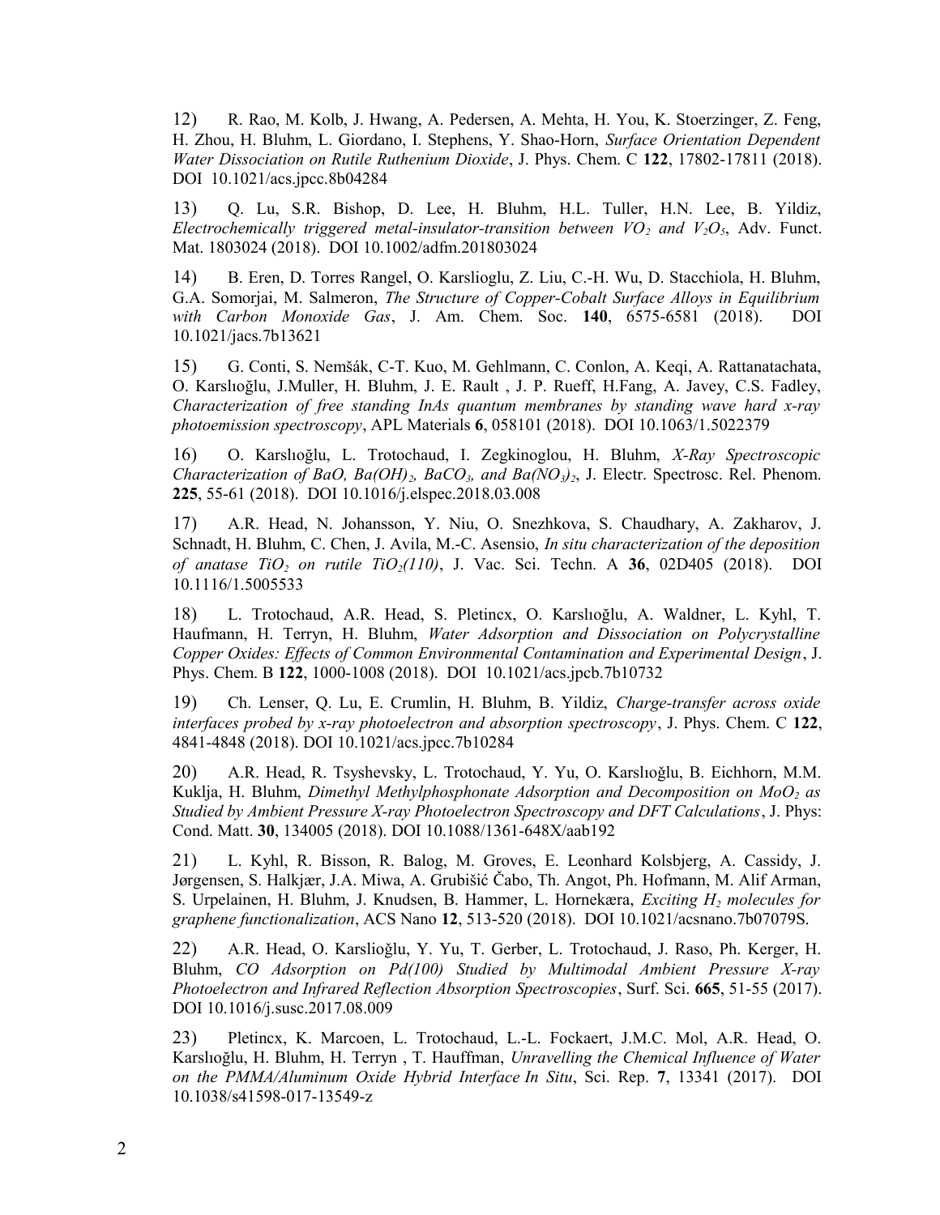12) R. Rao, M. Kolb, J. Hwang, A. Pedersen, A. Mehta, H. You, K. Stoerzinger, Z. Feng, H. Zhou, H. Bluhm, L. Giordano, I. Stephens, Y. Shao-Horn, *Surface Orientation Dependent Water Dissociation on Rutile Ruthenium Dioxide*, J. Phys. Chem. C **122**, 17802-17811 (2018). DOI 10.1021/acs.jpcc.8b04284

13) Q. Lu, S.R. Bishop, D. Lee, H. Bluhm, H.L. Tuller, H.N. Lee, B. Yildiz, *Electrochemically triggered metal-insulator-transition between $VO_2$ and $V_2O_5$*, Adv. Funct. Mat. 1803024 (2018). DOI 10.1002/adfm.201803024

14) B. Eren, D. Torres Rangel, O. Karslioglu, Z. Liu, C.-H. Wu, D. Stacchiola, H. Bluhm, G.A. Somorjai, M. Salmeron, *The Structure of Copper-Cobalt Surface Alloys in Equilibrium with Carbon Monoxide Gas*, J. Am. Chem. Soc. **140**, 6575-6581 (2018). DOI 10.1021/jacs.7b13621

15) G. Conti, S. Nemšák, C-T. Kuo, M. Gehlmann, C. Conlon, A. Keqi, A. Rattanatachata, O. Karslıoğlu, J.Muller, H. Bluhm, J. E. Rault , J. P. Rueff, H.Fang, A. Javey, C.S. Fadley, *Characterization of free standing InAs quantum membranes by standing wave hard x-ray photoemission spectroscopy*, APL Materials **6**, 058101 (2018). DOI 10.1063/1.5022379

16) O. Karslıoğlu, L. Trotochaud, I. Zegkinoglou, H. Bluhm, *X-Ray Spectroscopic Characterization of BaO, $Ba(OH)_2$, $BaCO_3$, and $Ba(NO_3)_2$*, J. Electr. Spectrosc. Rel. Phenom. **225**, 55-61 (2018). DOI 10.1016/j.elspec.2018.03.008

17) A.R. Head, N. Johansson, Y. Niu, O. Snezhkova, S. Chaudhary, A. Zakharov, J. Schnadt, H. Bluhm, C. Chen, J. Avila, M.-C. Asensio, *In situ characterization of the deposition of anatase $TiO_2$ on rutile $TiO_2(110)$*, J. Vac. Sci. Techn. A **36**, 02D405 (2018). DOI 10.1116/1.5005533

18) L. Trotochaud, A.R. Head, S. Pletincx, O. Karslıoğlu, A. Waldner, L. Kyhl, T. Haufmann, H. Terryn, H. Bluhm, *Water Adsorption and Dissociation on Polycrystalline Copper Oxides: Effects of Common Environmental Contamination and Experimental Design*, J. Phys. Chem. B **122**, 1000-1008 (2018). DOI 10.1021/acs.jpcb.7b10732

19) Ch. Lenser, Q. Lu, E. Crumlin, H. Bluhm, B. Yildiz, *Charge-transfer across oxide interfaces probed by x-ray photoelectron and absorption spectroscopy*, J. Phys. Chem. C **122**, 4841-4848 (2018). DOI 10.1021/acs.jpcc.7b10284

20) A.R. Head, R. Tsyshevsky, L. Trotochaud, Y. Yu, O. Karslıoğlu, B. Eichhorn, M.M. Kuklja, H. Bluhm, *Dimethyl Methylphosphonate Adsorption and Decomposition on $MoO_2$ as Studied by Ambient Pressure X-ray Photoelectron Spectroscopy and DFT Calculations*, J. Phys: Cond. Matt. **30**, 134005 (2018). DOI 10.1088/1361-648X/aab192

21) L. Kyhl, R. Bisson, R. Balog, M. Groves, E. Leonhard Kolsbjerg, A. Cassidy, J. Jørgensen, S. Halkjær, J.A. Miwa, A. Grubišić Čabo, Th. Angot, Ph. Hofmann, M. Alif Arman, S. Urpelainen, H. Bluhm, J. Knudsen, B. Hammer, L. Hornekæra, *Exciting $H_2$ molecules for graphene functionalization*, ACS Nano **12**, 513-520 (2018). DOI 10.1021/acsnano.7b07079S.

22) A.R. Head, O. Karslioğlu, Y. Yu, T. Gerber, L. Trotochaud, J. Raso, Ph. Kerger, H. Bluhm, *CO Adsorption on Pd(100) Studied by Multimodal Ambient Pressure X-ray Photoelectron and Infrared Reflection Absorption Spectroscopies*, Surf. Sci. **665**, 51-55 (2017). DOI 10.1016/j.susc.2017.08.009

23) Pletincx, K. Marcoen, L. Trotochaud, L.-L. Fockaert, J.M.C. Mol, A.R. Head, O. Karslıoğlu, H. Bluhm, H. Terryn , T. Hauffman, *Unravelling the Chemical Influence of Water on the PMMA/Aluminum Oxide Hybrid Interface In Situ*, Sci. Rep. **7**, 13341 (2017). DOI 10.1038/s41598-017-13549-z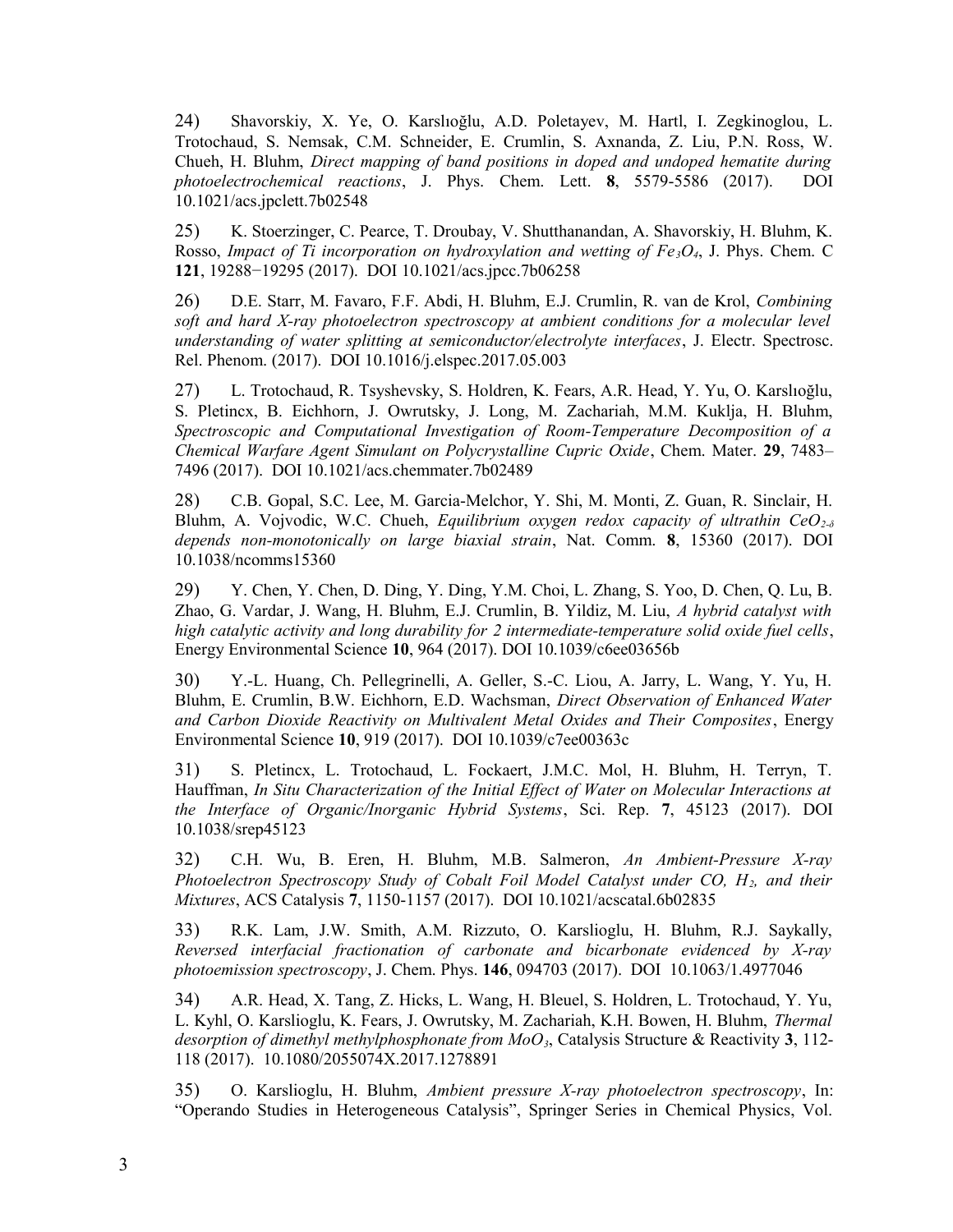24) Shavorskiy, X. Ye, O. Karslıoğlu, A.D. Poletayev, M. Hartl, I. Zegkinoglou, L. Trotochaud, S. Nemsak, C.M. Schneider, E. Crumlin, S. Axnanda, Z. Liu, P.N. Ross, W. Chueh, H. Bluhm, *Direct mapping of band positions in doped and undoped hematite during photoelectrochemical reactions*, J. Phys. Chem. Lett. **8**, 5579-5586 (2017). DOI 10.1021/acs.jpclett.7b02548

25) K. Stoerzinger, C. Pearce, T. Droubay, V. Shutthanandan, A. Shavorskiy, H. Bluhm, K. Rosso, *Impact of Ti incorporation on hydroxylation and wetting of $Fe_3O_4$*, J. Phys. Chem. C **121**, 19288−19295 (2017). DOI 10.1021/acs.jpcc.7b06258

26) D.E. Starr, M. Favaro, F.F. Abdi, H. Bluhm, E.J. Crumlin, R. van de Krol, *Combining soft and hard X-ray photoelectron spectroscopy at ambient conditions for a molecular level understanding of water splitting at semiconductor/electrolyte interfaces*, J. Electr. Spectrosc. Rel. Phenom. (2017). DOI 10.1016/j.elspec.2017.05.003

27) L. Trotochaud, R. Tsyshevsky, S. Holdren, K. Fears, A.R. Head, Y. Yu, O. Karslıoğlu, S. Pletincx, B. Eichhorn, J. Owrutsky, J. Long, M. Zachariah, M.M. Kuklja, H. Bluhm, *Spectroscopic and Computational Investigation of Room-Temperature Decomposition of a Chemical Warfare Agent Simulant on Polycrystalline Cupric Oxide*, Chem. Mater. **29**, 7483–7496 (2017). DOI 10.1021/acs.chemmater.7b02489

28) C.B. Gopal, S.C. Lee, M. Garcia-Melchor, Y. Shi, M. Monti, Z. Guan, R. Sinclair, H. Bluhm, A. Vojvodic, W.C. Chueh, *Equilibrium oxygen redox capacity of ultrathin $CeO_{2-\delta}$ depends non-monotonically on large biaxial strain*, Nat. Comm. **8**, 15360 (2017). DOI 10.1038/ncomms15360

29) Y. Chen, Y. Chen, D. Ding, Y. Ding, Y.M. Choi, L. Zhang, S. Yoo, D. Chen, Q. Lu, B. Zhao, G. Vardar, J. Wang, H. Bluhm, E.J. Crumlin, B. Yildiz, M. Liu, *A hybrid catalyst with high catalytic activity and long durability for 2 intermediate-temperature solid oxide fuel cells*, Energy Environmental Science **10**, 964 (2017). DOI 10.1039/c6ee03656b

30) Y.-L. Huang, Ch. Pellegrinelli, A. Geller, S.-C. Liou, A. Jarry, L. Wang, Y. Yu, H. Bluhm, E. Crumlin, B.W. Eichhorn, E.D. Wachsman, *Direct Observation of Enhanced Water and Carbon Dioxide Reactivity on Multivalent Metal Oxides and Their Composites*, Energy Environmental Science **10**, 919 (2017). DOI 10.1039/c7ee00363c

31) S. Pletincx, L. Trotochaud, L. Fockaert, J.M.C. Mol, H. Bluhm, H. Terryn, T. Hauffman, *In Situ Characterization of the Initial Effect of Water on Molecular Interactions at the Interface of Organic/Inorganic Hybrid Systems*, Sci. Rep. **7**, 45123 (2017). DOI 10.1038/srep45123

32) C.H. Wu, B. Eren, H. Bluhm, M.B. Salmeron, *An Ambient-Pressure X-ray Photoelectron Spectroscopy Study of Cobalt Foil Model Catalyst under CO, $H_2$, and their Mixtures*, ACS Catalysis **7**, 1150-1157 (2017). DOI 10.1021/acscatal.6b02835

33) R.K. Lam, J.W. Smith, A.M. Rizzuto, O. Karslioglu, H. Bluhm, R.J. Saykally, *Reversed interfacial fractionation of carbonate and bicarbonate evidenced by X-ray photoemission spectroscopy*, J. Chem. Phys. **146**, 094703 (2017). DOI 10.1063/1.4977046

34) A.R. Head, X. Tang, Z. Hicks, L. Wang, H. Bleuel, S. Holdren, L. Trotochaud, Y. Yu, L. Kyhl, O. Karslioglu, K. Fears, J. Owrutsky, M. Zachariah, K.H. Bowen, H. Bluhm, *Thermal desorption of dimethyl methylphosphonate from $MoO_3$*, Catalysis Structure & Reactivity **3**, 112-118 (2017). 10.1080/2055074X.2017.1278891

35) O. Karslioglu, H. Bluhm, *Ambient pressure X-ray photoelectron spectroscopy*, In: "Operando Studies in Heterogeneous Catalysis", Springer Series in Chemical Physics, Vol.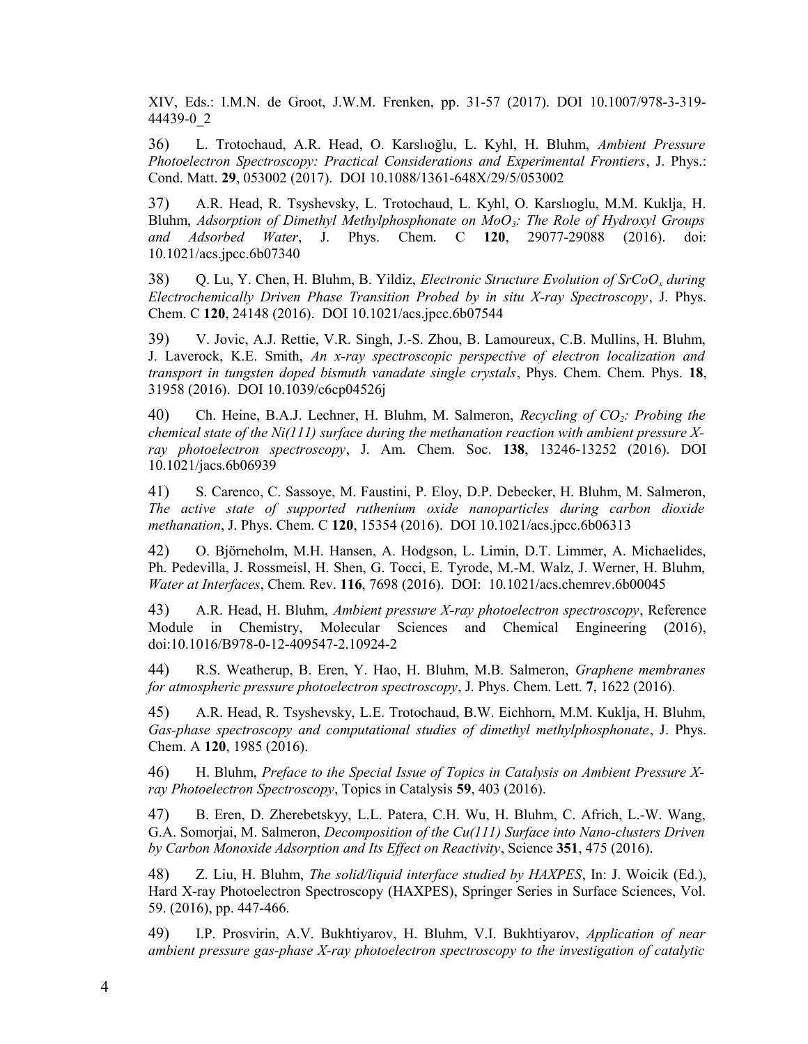XIV, Eds.: I.M.N. de Groot, J.W.M. Frenken, pp. 31-57 (2017). DOI 10.1007/978-3-319-44439-0_2

36) L. Trotochaud, A.R. Head, O. Karslıoğlu, L. Kyhl, H. Bluhm, *Ambient Pressure Photoelectron Spectroscopy: Practical Considerations and Experimental Frontiers*, J. Phys.: Cond. Matt. **29**, 053002 (2017). DOI 10.1088/1361-648X/29/5/053002

37) A.R. Head, R. Tsyshevsky, L. Trotochaud, L. Kyhl, O. Karslıoglu, M.M. Kuklja, H. Bluhm, *Adsorption of Dimethyl Methylphosphonate on $MoO_3$: The Role of Hydroxyl Groups and Adsorbed Water*, J. Phys. Chem. C **120**, 29077-29088 (2016). doi: 10.1021/acs.jpcc.6b07340

38) Q. Lu, Y. Chen, H. Bluhm, B. Yildiz, *Electronic Structure Evolution of $SrCoO_x$ during Electrochemically Driven Phase Transition Probed by in situ X-ray Spectroscopy*, J. Phys. Chem. C **120**, 24148 (2016). DOI 10.1021/acs.jpcc.6b07544

39) V. Jovic, A.J. Rettie, V.R. Singh, J.-S. Zhou, B. Lamoureux, C.B. Mullins, H. Bluhm, J. Laverock, K.E. Smith, *An x-ray spectroscopic perspective of electron localization and transport in tungsten doped bismuth vanadate single crystals*, Phys. Chem. Chem. Phys. **18**, 31958 (2016). DOI 10.1039/c6cp04526j

40) Ch. Heine, B.A.J. Lechner, H. Bluhm, M. Salmeron, *Recycling of $CO_2$: Probing the chemical state of the Ni(111) surface during the methanation reaction with ambient pressure X-ray photoelectron spectroscopy*, J. Am. Chem. Soc. **138**, 13246-13252 (2016). DOI 10.1021/jacs.6b06939

41) S. Carenco, C. Sassoye, M. Faustini, P. Eloy, D.P. Debecker, H. Bluhm, M. Salmeron, *The active state of supported ruthenium oxide nanoparticles during carbon dioxide methanation*, J. Phys. Chem. C **120**, 15354 (2016). DOI 10.1021/acs.jpcc.6b06313

42) O. Björneholm, M.H. Hansen, A. Hodgson, L. Limin, D.T. Limmer, A. Michaelides, Ph. Pedevilla, J. Rossmeisl, H. Shen, G. Tocci, E. Tyrode, M.-M. Walz, J. Werner, H. Bluhm, *Water at Interfaces*, Chem. Rev. **116**, 7698 (2016). DOI: 10.1021/acs.chemrev.6b00045

43) A.R. Head, H. Bluhm, *Ambient pressure X-ray photoelectron spectroscopy*, Reference Module in Chemistry, Molecular Sciences and Chemical Engineering (2016), doi:10.1016/B978-0-12-409547-2.10924-2

44) R.S. Weatherup, B. Eren, Y. Hao, H. Bluhm, M.B. Salmeron, *Graphene membranes for atmospheric pressure photoelectron spectroscopy*, J. Phys. Chem. Lett. **7**, 1622 (2016).

45) A.R. Head, R. Tsyshevsky, L.E. Trotochaud, B.W. Eichhorn, M.M. Kuklja, H. Bluhm, *Gas-phase spectroscopy and computational studies of dimethyl methylphosphonate*, J. Phys. Chem. A **120**, 1985 (2016).

46) H. Bluhm, *Preface to the Special Issue of Topics in Catalysis on Ambient Pressure X-ray Photoelectron Spectroscopy*, Topics in Catalysis **59**, 403 (2016).

47) B. Eren, D. Zherebetskyy, L.L. Patera, C.H. Wu, H. Bluhm, C. Africh, L.-W. Wang, G.A. Somorjai, M. Salmeron, *Decomposition of the Cu(111) Surface into Nano-clusters Driven by Carbon Monoxide Adsorption and Its Effect on Reactivity*, Science **351**, 475 (2016).

48) Z. Liu, H. Bluhm, *The solid/liquid interface studied by HAXPES*, In: J. Woicik (Ed.), Hard X-ray Photoelectron Spectroscopy (HAXPES), Springer Series in Surface Sciences, Vol. 59. (2016), pp. 447-466.

49) I.P. Prosvirin, A.V. Bukhtiyarov, H. Bluhm, V.I. Bukhtiyarov, *Application of near ambient pressure gas-phase X-ray photoelectron spectroscopy to the investigation of catalytic*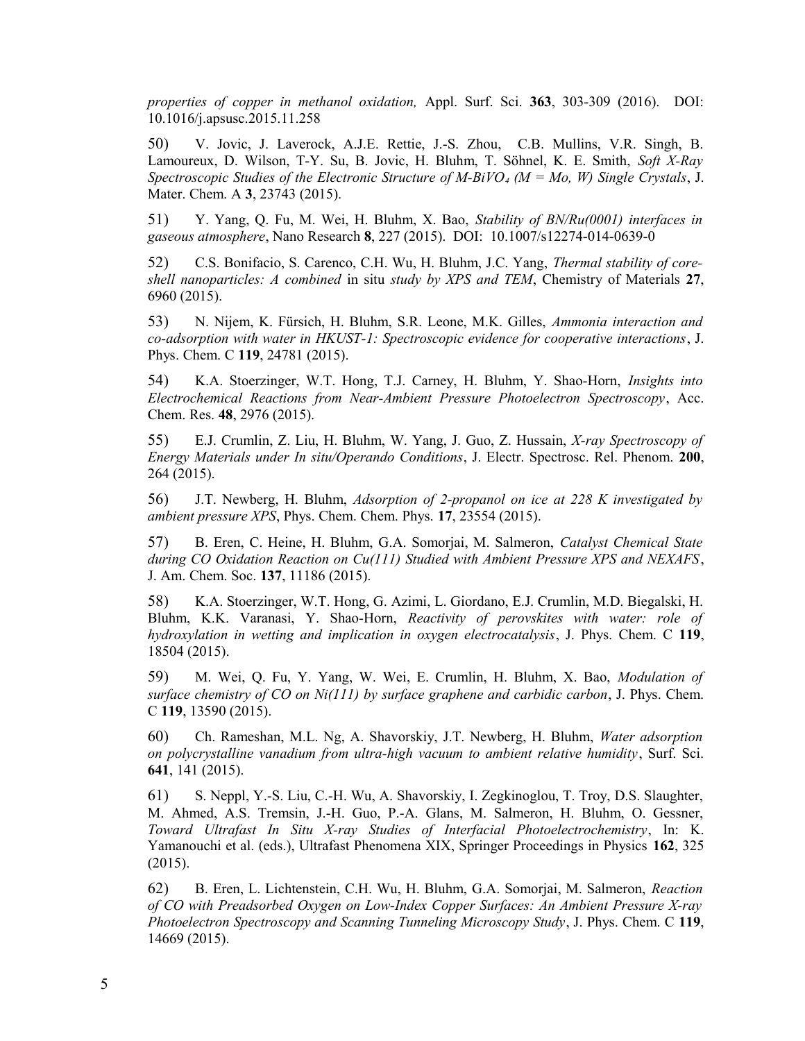*properties of copper in methanol oxidation,* Appl. Surf. Sci. **363**, 303-309 (2016). DOI: 10.1016/j.apsusc.2015.11.258

50) V. Jovic, J. Laverock, A.J.E. Rettie, J.-S. Zhou, C.B. Mullins, V.R. Singh, B. Lamoureux, D. Wilson, T-Y. Su, B. Jovic, H. Bluhm, T. Söhnel, K. E. Smith, *Soft X-Ray Spectroscopic Studies of the Electronic Structure of M-$BiVO_4$ (M = Mo, W) Single Crystals*, J. Mater. Chem. A **3**, 23743 (2015).

51) Y. Yang, Q. Fu, M. Wei, H. Bluhm, X. Bao, *Stability of BN/Ru(0001) interfaces in gaseous atmosphere*, Nano Research **8**, 227 (2015). DOI: 10.1007/s12274-014-0639-0

52) C.S. Bonifacio, S. Carenco, C.H. Wu, H. Bluhm, J.C. Yang, *Thermal stability of core-shell nanoparticles: A combined* in situ *study by XPS and TEM*, Chemistry of Materials **27**, 6960 (2015).

53) N. Nijem, K. Fürsich, H. Bluhm, S.R. Leone, M.K. Gilles, *Ammonia interaction and co-adsorption with water in HKUST-1: Spectroscopic evidence for cooperative interactions*, J. Phys. Chem. C **119**, 24781 (2015).

54) K.A. Stoerzinger, W.T. Hong, T.J. Carney, H. Bluhm, Y. Shao-Horn, *Insights into Electrochemical Reactions from Near-Ambient Pressure Photoelectron Spectroscopy*, Acc. Chem. Res. **48**, 2976 (2015).

55) E.J. Crumlin, Z. Liu, H. Bluhm, W. Yang, J. Guo, Z. Hussain, *X-ray Spectroscopy of Energy Materials under In situ/Operando Conditions*, J. Electr. Spectrosc. Rel. Phenom. **200**, 264 (2015).

56) J.T. Newberg, H. Bluhm, *Adsorption of 2-propanol on ice at 228 K investigated by ambient pressure XPS*, Phys. Chem. Chem. Phys. **17**, 23554 (2015).

57) B. Eren, C. Heine, H. Bluhm, G.A. Somorjai, M. Salmeron, *Catalyst Chemical State during CO Oxidation Reaction on Cu(111) Studied with Ambient Pressure XPS and NEXAFS*, J. Am. Chem. Soc. **137**, 11186 (2015).

58) K.A. Stoerzinger, W.T. Hong, G. Azimi, L. Giordano, E.J. Crumlin, M.D. Biegalski, H. Bluhm, K.K. Varanasi, Y. Shao-Horn, *Reactivity of perovskites with water: role of hydroxylation in wetting and implication in oxygen electrocatalysis*, J. Phys. Chem. C **119**, 18504 (2015).

59) M. Wei, Q. Fu, Y. Yang, W. Wei, E. Crumlin, H. Bluhm, X. Bao, *Modulation of surface chemistry of CO on Ni(111) by surface graphene and carbidic carbon*, J. Phys. Chem. C **119**, 13590 (2015).

60) Ch. Rameshan, M.L. Ng, A. Shavorskiy, J.T. Newberg, H. Bluhm, *Water adsorption on polycrystalline vanadium from ultra-high vacuum to ambient relative humidity*, Surf. Sci. **641**, 141 (2015).

61) S. Neppl, Y.-S. Liu, C.-H. Wu, A. Shavorskiy, I. Zegkinoglou, T. Troy, D.S. Slaughter, M. Ahmed, A.S. Tremsin, J.-H. Guo, P.-A. Glans, M. Salmeron, H. Bluhm, O. Gessner, *Toward Ultrafast In Situ X-ray Studies of Interfacial Photoelectrochemistry*, In: K. Yamanouchi et al. (eds.), Ultrafast Phenomena XIX, Springer Proceedings in Physics **162**, 325 (2015).

62) B. Eren, L. Lichtenstein, C.H. Wu, H. Bluhm, G.A. Somorjai, M. Salmeron, *Reaction of CO with Preadsorbed Oxygen on Low-Index Copper Surfaces: An Ambient Pressure X-ray Photoelectron Spectroscopy and Scanning Tunneling Microscopy Study*, J. Phys. Chem. C **119**, 14669 (2015).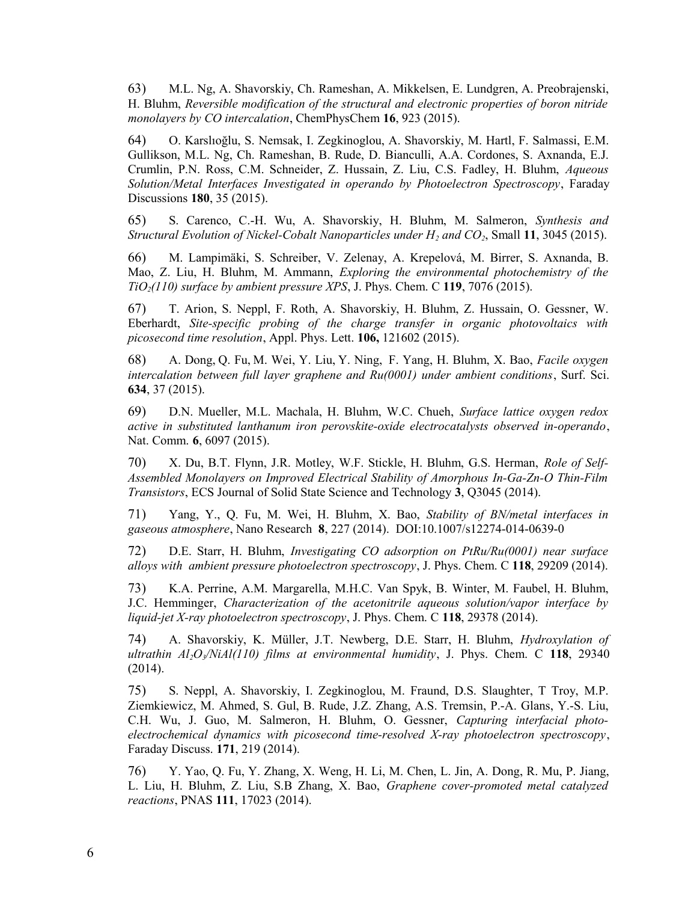63) M.L. Ng, A. Shavorskiy, Ch. Rameshan, A. Mikkelsen, E. Lundgren, A. Preobrajenski, H. Bluhm, *Reversible modification of the structural and electronic properties of boron nitride monolayers by CO intercalation*, ChemPhysChem **16**, 923 (2015).

64) O. Karslıoğlu, S. Nemsak, I. Zegkinoglou, A. Shavorskiy, M. Hartl, F. Salmassi, E.M. Gullikson, M.L. Ng, Ch. Rameshan, B. Rude, D. Bianculli, A.A. Cordones, S. Axnanda, E.J. Crumlin, P.N. Ross, C.M. Schneider, Z. Hussain, Z. Liu, C.S. Fadley, H. Bluhm, *Aqueous Solution/Metal Interfaces Investigated in operando by Photoelectron Spectroscopy*, Faraday Discussions **180**, 35 (2015).

65) S. Carenco, C.-H. Wu, A. Shavorskiy, H. Bluhm, M. Salmeron, *Synthesis and Structural Evolution of Nickel-Cobalt Nanoparticles under $H_2$ and $CO_2$*, Small **11**, 3045 (2015).

66) M. Lampimäki, S. Schreiber, V. Zelenay, A. Krepelová, M. Birrer, S. Axnanda, B. Mao, Z. Liu, H. Bluhm, M. Ammann, *Exploring the environmental photochemistry of the $TiO_2$(110) surface by ambient pressure XPS*, J. Phys. Chem. C **119**, 7076 (2015).

67) T. Arion, S. Neppl, F. Roth, A. Shavorskiy, H. Bluhm, Z. Hussain, O. Gessner, W. Eberhardt, *Site-specific probing of the charge transfer in organic photovoltaics with picosecond time resolution*, Appl. Phys. Lett. **106,** 121602 (2015).

68) A. Dong, Q. Fu, M. Wei, Y. Liu, Y. Ning, F. Yang, H. Bluhm, X. Bao, *Facile oxygen intercalation between full layer graphene and Ru(0001) under ambient conditions*, Surf. Sci. **634**, 37 (2015).

69) D.N. Mueller, M.L. Machala, H. Bluhm, W.C. Chueh, *Surface lattice oxygen redox active in substituted lanthanum iron perovskite-oxide electrocatalysts observed in-operando*, Nat. Comm. **6**, 6097 (2015).

70) X. Du, B.T. Flynn, J.R. Motley, W.F. Stickle, H. Bluhm, G.S. Herman, *Role of Self-Assembled Monolayers on Improved Electrical Stability of Amorphous In-Ga-Zn-O Thin-Film Transistors*, ECS Journal of Solid State Science and Technology **3**, Q3045 (2014).

71) Yang, Y., Q. Fu, M. Wei, H. Bluhm, X. Bao, *Stability of BN/metal interfaces in gaseous atmosphere*, Nano Research **8**, 227 (2014). DOI:10.1007/s12274-014-0639-0

72) D.E. Starr, H. Bluhm, *Investigating CO adsorption on PtRu/Ru(0001) near surface alloys with ambient pressure photoelectron spectroscopy*, J. Phys. Chem. C **118**, 29209 (2014).

73) K.A. Perrine, A.M. Margarella, M.H.C. Van Spyk, B. Winter, M. Faubel, H. Bluhm, J.C. Hemminger, *Characterization of the acetonitrile aqueous solution/vapor interface by liquid-jet X-ray photoelectron spectroscopy*, J. Phys. Chem. C **118**, 29378 (2014).

74) A. Shavorskiy, K. Müller, J.T. Newberg, D.E. Starr, H. Bluhm, *Hydroxylation of ultrathin $Al_2O_3$/NiAl(110) films at environmental humidity*, J. Phys. Chem. C **118**, 29340 (2014).

75) S. Neppl, A. Shavorskiy, I. Zegkinoglou, M. Fraund, D.S. Slaughter, T Troy, M.P. Ziemkiewicz, M. Ahmed, S. Gul, B. Rude, J.Z. Zhang, A.S. Tremsin, P.-A. Glans, Y.-S. Liu, C.H. Wu, J. Guo, M. Salmeron, H. Bluhm, O. Gessner, *Capturing interfacial photo-electrochemical dynamics with picosecond time-resolved X-ray photoelectron spectroscopy*, Faraday Discuss. **171**, 219 (2014).

76) Y. Yao, Q. Fu, Y. Zhang, X. Weng, H. Li, M. Chen, L. Jin, A. Dong, R. Mu, P. Jiang, L. Liu, H. Bluhm, Z. Liu, S.B Zhang, X. Bao, *Graphene cover-promoted metal catalyzed reactions*, PNAS **111**, 17023 (2014).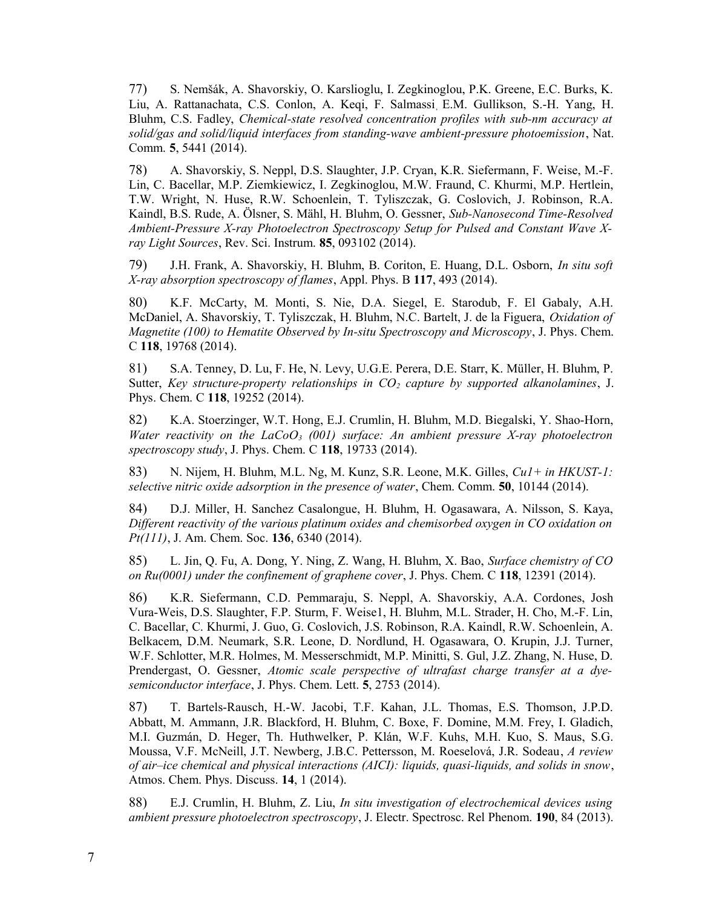77) S. Nemšák, A. Shavorskiy, O. Karslioglu, I. Zegkinoglou, P.K. Greene, E.C. Burks, K. Liu, A. Rattanachata, C.S. Conlon, A. Keqi, F. Salmassi, E.M. Gullikson, S.-H. Yang, H. Bluhm, C.S. Fadley, *Chemical-state resolved concentration profiles with sub-nm accuracy at solid/gas and solid/liquid interfaces from standing-wave ambient-pressure photoemission*, Nat. Comm. **5**, 5441 (2014).

78) A. Shavorskiy, S. Neppl, D.S. Slaughter, J.P. Cryan, K.R. Siefermann, F. Weise, M.-F. Lin, C. Bacellar, M.P. Ziemkiewicz, I. Zegkinoglou, M.W. Fraund, C. Khurmi, M.P. Hertlein, T.W. Wright, N. Huse, R.W. Schoenlein, T. Tyliszczak, G. Coslovich, J. Robinson, R.A. Kaindl, B.S. Rude, A. Ölsner, S. Mähl, H. Bluhm, O. Gessner, *Sub-Nanosecond Time-Resolved Ambient-Pressure X-ray Photoelectron Spectroscopy Setup for Pulsed and Constant Wave X-ray Light Sources*, Rev. Sci. Instrum. **85**, 093102 (2014).

79) J.H. Frank, A. Shavorskiy, H. Bluhm, B. Coriton, E. Huang, D.L. Osborn, *In situ soft X-ray absorption spectroscopy of flames*, Appl. Phys. B **117**, 493 (2014).

80) K.F. McCarty, M. Monti, S. Nie, D.A. Siegel, E. Starodub, F. El Gabaly, A.H. McDaniel, A. Shavorskiy, T. Tyliszczak, H. Bluhm, N.C. Bartelt, J. de la Figuera, *Oxidation of Magnetite (100) to Hematite Observed by In-situ Spectroscopy and Microscopy*, J. Phys. Chem. C **118**, 19768 (2014).

81) S.A. Tenney, D. Lu, F. He, N. Levy, U.G.E. Perera, D.E. Starr, K. Müller, H. Bluhm, P. Sutter, *Key structure-property relationships in $CO_2$ capture by supported alkanolamines*, J. Phys. Chem. C **118**, 19252 (2014).

82) K.A. Stoerzinger, W.T. Hong, E.J. Crumlin, H. Bluhm, M.D. Biegalski, Y. Shao-Horn, *Water reactivity on the $LaCoO_3$ (001) surface: An ambient pressure X-ray photoelectron spectroscopy study*, J. Phys. Chem. C **118**, 19733 (2014).

83) N. Nijem, H. Bluhm, M.L. Ng, M. Kunz, S.R. Leone, M.K. Gilles, *Cu1+ in HKUST-1: selective nitric oxide adsorption in the presence of water*, Chem. Comm. **50**, 10144 (2014).

84) D.J. Miller, H. Sanchez Casalongue, H. Bluhm, H. Ogasawara, A. Nilsson, S. Kaya, *Different reactivity of the various platinum oxides and chemisorbed oxygen in CO oxidation on Pt(111)*, J. Am. Chem. Soc. **136**, 6340 (2014).

85) L. Jin, Q. Fu, A. Dong, Y. Ning, Z. Wang, H. Bluhm, X. Bao, *Surface chemistry of CO on Ru(0001) under the confinement of graphene cover*, J. Phys. Chem. C **118**, 12391 (2014).

86) K.R. Siefermann, C.D. Pemmaraju, S. Neppl, A. Shavorskiy, A.A. Cordones, Josh Vura-Weis, D.S. Slaughter, F.P. Sturm, F. Weise1, H. Bluhm, M.L. Strader, H. Cho, M.-F. Lin, C. Bacellar, C. Khurmi, J. Guo, G. Coslovich, J.S. Robinson, R.A. Kaindl, R.W. Schoenlein, A. Belkacem, D.M. Neumark, S.R. Leone, D. Nordlund, H. Ogasawara, O. Krupin, J.J. Turner, W.F. Schlotter, M.R. Holmes, M. Messerschmidt, M.P. Minitti, S. Gul, J.Z. Zhang, N. Huse, D. Prendergast, O. Gessner, *Atomic scale perspective of ultrafast charge transfer at a dye-semiconductor interface*, J. Phys. Chem. Lett. **5**, 2753 (2014).

87) T. Bartels-Rausch, H.-W. Jacobi, T.F. Kahan, J.L. Thomas, E.S. Thomson, J.P.D. Abbatt, M. Ammann, J.R. Blackford, H. Bluhm, C. Boxe, F. Domine, M.M. Frey, I. Gladich, M.I. Guzmán, D. Heger, Th. Huthwelker, P. Klán, W.F. Kuhs, M.H. Kuo, S. Maus, S.G. Moussa, V.F. McNeill, J.T. Newberg, J.B.C. Pettersson, M. Roeselová, J.R. Sodeau, *A review of air–ice chemical and physical interactions (AICI): liquids, quasi-liquids, and solids in snow*, Atmos. Chem. Phys. Discuss. **14**, 1 (2014).

88) E.J. Crumlin, H. Bluhm, Z. Liu, *In situ investigation of electrochemical devices using ambient pressure photoelectron spectroscopy*, J. Electr. Spectrosc. Rel Phenom. **190**, 84 (2013).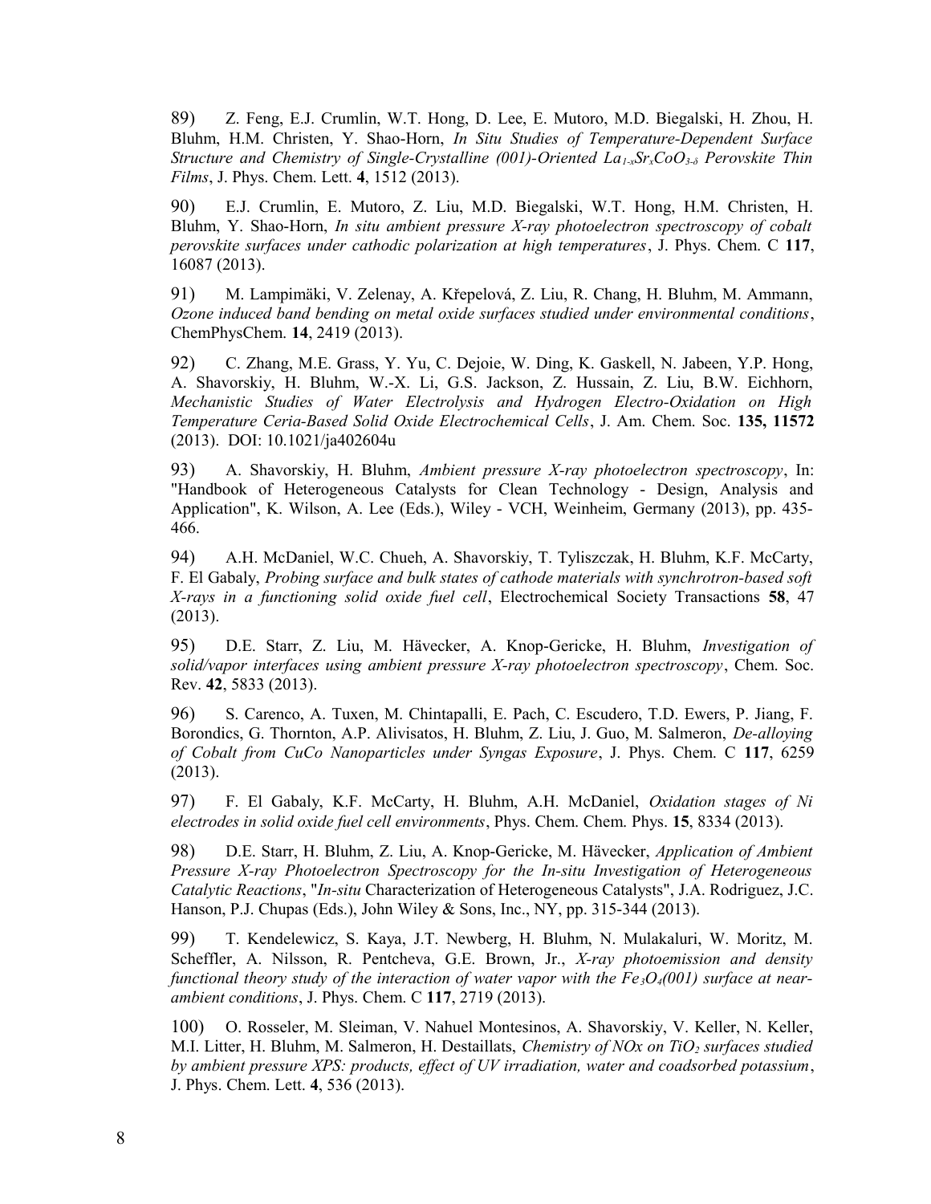89) Z. Feng, E.J. Crumlin, W.T. Hong, D. Lee, E. Mutoro, M.D. Biegalski, H. Zhou, H. Bluhm, H.M. Christen, Y. Shao-Horn, *In Situ Studies of Temperature-Dependent Surface Structure and Chemistry of Single-Crystalline (001)-Oriented $La_{1-x}Sr_xCoO_{3-\delta}$ Perovskite Thin Films*, J. Phys. Chem. Lett. **4**, 1512 (2013).

90) E.J. Crumlin, E. Mutoro, Z. Liu, M.D. Biegalski, W.T. Hong, H.M. Christen, H. Bluhm, Y. Shao-Horn, *In situ ambient pressure X-ray photoelectron spectroscopy of cobalt perovskite surfaces under cathodic polarization at high temperatures*, J. Phys. Chem. C **117**, 16087 (2013).

91) M. Lampimäki, V. Zelenay, A. Křepelová, Z. Liu, R. Chang, H. Bluhm, M. Ammann, *Ozone induced band bending on metal oxide surfaces studied under environmental conditions*, ChemPhysChem. **14**, 2419 (2013).

92) C. Zhang, M.E. Grass, Y. Yu, C. Dejoie, W. Ding, K. Gaskell, N. Jabeen, Y.P. Hong, A. Shavorskiy, H. Bluhm, W.-X. Li, G.S. Jackson, Z. Hussain, Z. Liu, B.W. Eichhorn, *Mechanistic Studies of Water Electrolysis and Hydrogen Electro-Oxidation on High Temperature Ceria-Based Solid Oxide Electrochemical Cells*, J. Am. Chem. Soc. **135, 11572** (2013). DOI: 10.1021/ja402604u

93) A. Shavorskiy, H. Bluhm, *Ambient pressure X-ray photoelectron spectroscopy*, In: "Handbook of Heterogeneous Catalysts for Clean Technology - Design, Analysis and Application", K. Wilson, A. Lee (Eds.), Wiley - VCH, Weinheim, Germany (2013), pp. 435-466.

94) A.H. McDaniel, W.C. Chueh, A. Shavorskiy, T. Tyliszczak, H. Bluhm, K.F. McCarty, F. El Gabaly, *Probing surface and bulk states of cathode materials with synchrotron-based soft X-rays in a functioning solid oxide fuel cell*, Electrochemical Society Transactions **58**, 47 (2013).

95) D.E. Starr, Z. Liu, M. Hävecker, A. Knop-Gericke, H. Bluhm, *Investigation of solid/vapor interfaces using ambient pressure X-ray photoelectron spectroscopy*, Chem. Soc. Rev. **42**, 5833 (2013).

96) S. Carenco, A. Tuxen, M. Chintapalli, E. Pach, C. Escudero, T.D. Ewers, P. Jiang, F. Borondics, G. Thornton, A.P. Alivisatos, H. Bluhm, Z. Liu, J. Guo, M. Salmeron, *De-alloying of Cobalt from CuCo Nanoparticles under Syngas Exposure*, J. Phys. Chem. C **117**, 6259 (2013).

97) F. El Gabaly, K.F. McCarty, H. Bluhm, A.H. McDaniel, *Oxidation stages of Ni electrodes in solid oxide fuel cell environments*, Phys. Chem. Chem. Phys. **15**, 8334 (2013).

98) D.E. Starr, H. Bluhm, Z. Liu, A. Knop-Gericke, M. Hävecker, *Application of Ambient Pressure X-ray Photoelectron Spectroscopy for the In-situ Investigation of Heterogeneous Catalytic Reactions*, "*In-situ* Characterization of Heterogeneous Catalysts", J.A. Rodriguez, J.C. Hanson, P.J. Chupas (Eds.), John Wiley & Sons, Inc., NY, pp. 315-344 (2013).

99) T. Kendelewicz, S. Kaya, J.T. Newberg, H. Bluhm, N. Mulakaluri, W. Moritz, M. Scheffler, A. Nilsson, R. Pentcheva, G.E. Brown, Jr., *X-ray photoemission and density functional theory study of the interaction of water vapor with the $Fe_3O_4(001)$ surface at near-ambient conditions*, J. Phys. Chem. C **117**, 2719 (2013).

100) O. Rosseler, M. Sleiman, V. Nahuel Montesinos, A. Shavorskiy, V. Keller, N. Keller, M.I. Litter, H. Bluhm, M. Salmeron, H. Destaillats, *Chemistry of NOx on $TiO_2$ surfaces studied by ambient pressure XPS: products, effect of UV irradiation, water and coadsorbed potassium*, J. Phys. Chem. Lett. **4**, 536 (2013).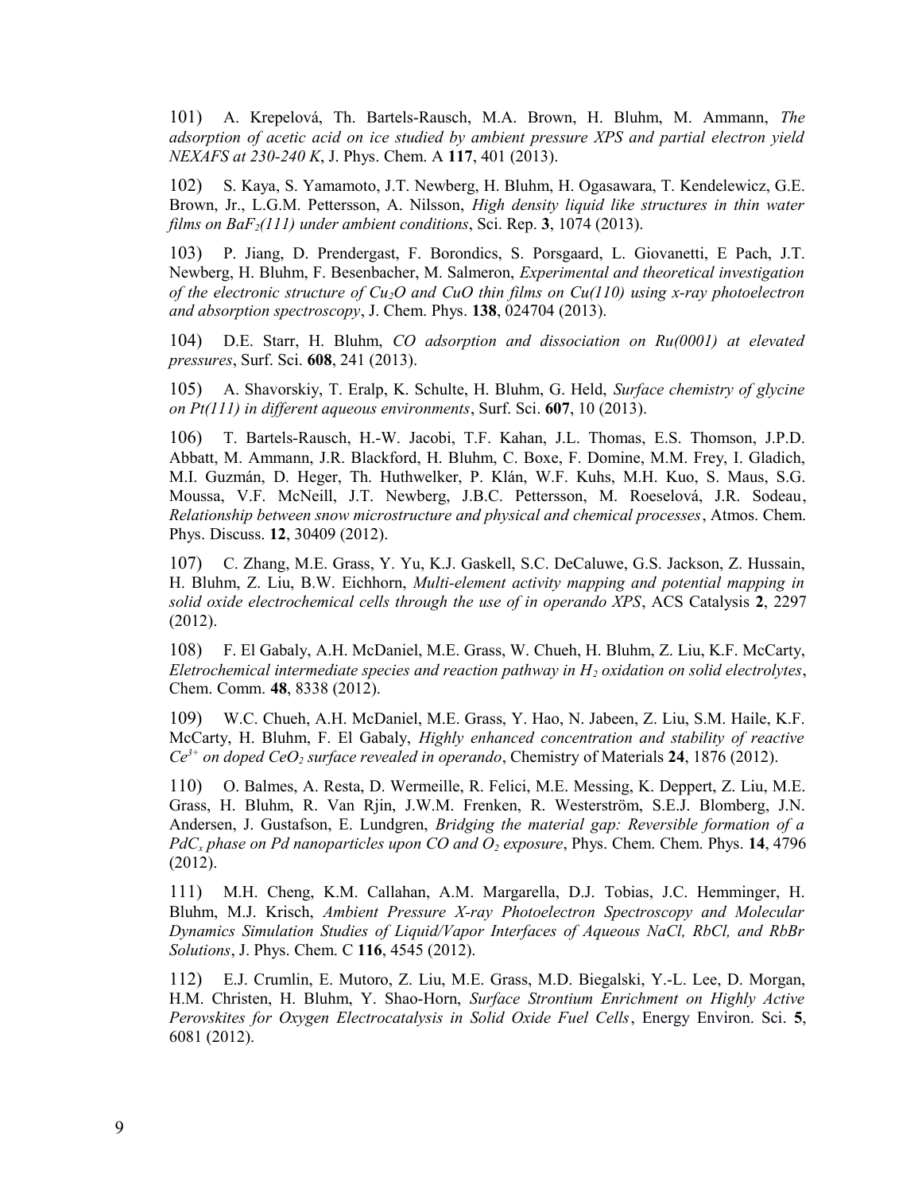101) A. Krepelová, Th. Bartels-Rausch, M.A. Brown, H. Bluhm, M. Ammann, *The adsorption of acetic acid on ice studied by ambient pressure XPS and partial electron yield NEXAFS at 230-240 K*, J. Phys. Chem. A **117**, 401 (2013).

102) S. Kaya, S. Yamamoto, J.T. Newberg, H. Bluhm, H. Ogasawara, T. Kendelewicz, G.E. Brown, Jr., L.G.M. Pettersson, A. Nilsson, *High density liquid like structures in thin water films on $BaF_2(111)$ under ambient conditions*, Sci. Rep. **3**, 1074 (2013).

103) P. Jiang, D. Prendergast, F. Borondics, S. Porsgaard, L. Giovanetti, E Pach, J.T. Newberg, H. Bluhm, F. Besenbacher, M. Salmeron, *Experimental and theoretical investigation of the electronic structure of $Cu_2O$ and CuO thin films on Cu(110) using x-ray photoelectron and absorption spectroscopy*, J. Chem. Phys. **138**, 024704 (2013).

104) D.E. Starr, H. Bluhm, *CO adsorption and dissociation on Ru(0001) at elevated pressures*, Surf. Sci. **608**, 241 (2013).

105) A. Shavorskiy, T. Eralp, K. Schulte, H. Bluhm, G. Held, *Surface chemistry of glycine on Pt(111) in different aqueous environments*, Surf. Sci. **607**, 10 (2013).

106) T. Bartels-Rausch, H.-W. Jacobi, T.F. Kahan, J.L. Thomas, E.S. Thomson, J.P.D. Abbatt, M. Ammann, J.R. Blackford, H. Bluhm, C. Boxe, F. Domine, M.M. Frey, I. Gladich, M.I. Guzmán, D. Heger, Th. Huthwelker, P. Klán, W.F. Kuhs, M.H. Kuo, S. Maus, S.G. Moussa, V.F. McNeill, J.T. Newberg, J.B.C. Pettersson, M. Roeselová, J.R. Sodeau, *Relationship between snow microstructure and physical and chemical processes*, Atmos. Chem. Phys. Discuss. **12**, 30409 (2012).

107) C. Zhang, M.E. Grass, Y. Yu, K.J. Gaskell, S.C. DeCaluwe, G.S. Jackson, Z. Hussain, H. Bluhm, Z. Liu, B.W. Eichhorn, *Multi-element activity mapping and potential mapping in solid oxide electrochemical cells through the use of in operando XPS*, ACS Catalysis **2**, 2297 (2012).

108) F. El Gabaly, A.H. McDaniel, M.E. Grass, W. Chueh, H. Bluhm, Z. Liu, K.F. McCarty, *Eletrochemical intermediate species and reaction pathway in $H_2$ oxidation on solid electrolytes*, Chem. Comm. **48**, 8338 (2012).

109) W.C. Chueh, A.H. McDaniel, M.E. Grass, Y. Hao, N. Jabeen, Z. Liu, S.M. Haile, K.F. McCarty, H. Bluhm, F. El Gabaly, *Highly enhanced concentration and stability of reactive $Ce^{3+}$ on doped $CeO_2$ surface revealed in operando*, Chemistry of Materials **24**, 1876 (2012).

110) O. Balmes, A. Resta, D. Wermeille, R. Felici, M.E. Messing, K. Deppert, Z. Liu, M.E. Grass, H. Bluhm, R. Van Rjin, J.W.M. Frenken, R. Westerström, S.E.J. Blomberg, J.N. Andersen, J. Gustafson, E. Lundgren, *Bridging the material gap: Reversible formation of a $PdC_x$ phase on Pd nanoparticles upon CO and $O_2$ exposure*, Phys. Chem. Chem. Phys. **14**, 4796 (2012).

111) M.H. Cheng, K.M. Callahan, A.M. Margarella, D.J. Tobias, J.C. Hemminger, H. Bluhm, M.J. Krisch, *Ambient Pressure X-ray Photoelectron Spectroscopy and Molecular Dynamics Simulation Studies of Liquid/Vapor Interfaces of Aqueous NaCl, RbCl, and RbBr Solutions*, J. Phys. Chem. C **116**, 4545 (2012).

112) E.J. Crumlin, E. Mutoro, Z. Liu, M.E. Grass, M.D. Biegalski, Y.-L. Lee, D. Morgan, H.M. Christen, H. Bluhm, Y. Shao-Horn, *Surface Strontium Enrichment on Highly Active Perovskites for Oxygen Electrocatalysis in Solid Oxide Fuel Cells*, Energy Environ. Sci. **5**, 6081 (2012).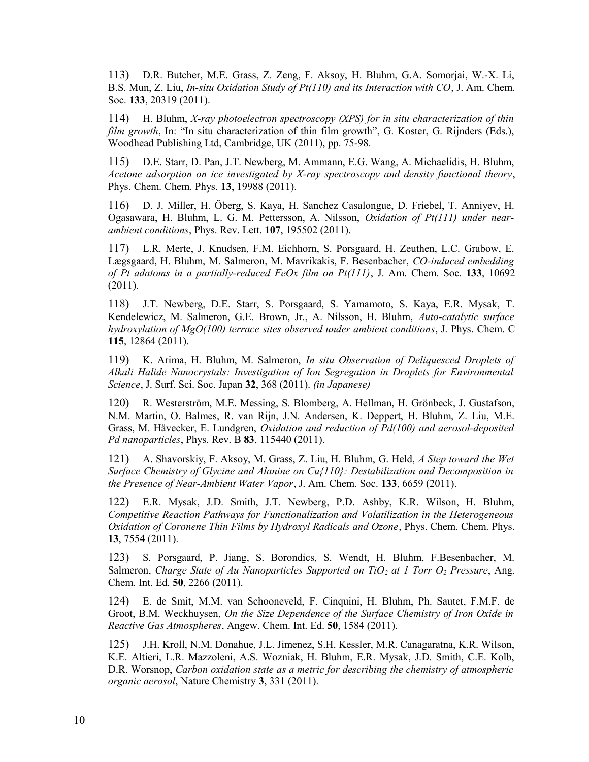113) D.R. Butcher, M.E. Grass, Z. Zeng, F. Aksoy, H. Bluhm, G.A. Somorjai, W.-X. Li, B.S. Mun, Z. Liu, *In-situ Oxidation Study of Pt(110) and its Interaction with CO*, J. Am. Chem. Soc. **133**, 20319 (2011).

114) H. Bluhm, *X-ray photoelectron spectroscopy (XPS) for in situ characterization of thin film growth*, In: "In situ characterization of thin film growth", G. Koster, G. Rijnders (Eds.), Woodhead Publishing Ltd, Cambridge, UK (2011), pp. 75-98.

115) D.E. Starr, D. Pan, J.T. Newberg, M. Ammann, E.G. Wang, A. Michaelidis, H. Bluhm, *Acetone adsorption on ice investigated by X-ray spectroscopy and density functional theory*, Phys. Chem. Chem. Phys. **13**, 19988 (2011).

116) D. J. Miller, H. Öberg, S. Kaya, H. Sanchez Casalongue, D. Friebel, T. Anniyev, H. Ogasawara, H. Bluhm, L. G. M. Pettersson, A. Nilsson, *Oxidation of Pt(111) under near-ambient conditions*, Phys. Rev. Lett. **107**, 195502 (2011).

117) L.R. Merte, J. Knudsen, F.M. Eichhorn, S. Porsgaard, H. Zeuthen, L.C. Grabow, E. Lægsgaard, H. Bluhm, M. Salmeron, M. Mavrikakis, F. Besenbacher, *CO-induced embedding of Pt adatoms in a partially-reduced FeOx film on Pt(111)*, J. Am. Chem. Soc. **133**, 10692 (2011).

118) J.T. Newberg, D.E. Starr, S. Porsgaard, S. Yamamoto, S. Kaya, E.R. Mysak, T. Kendelewicz, M. Salmeron, G.E. Brown, Jr., A. Nilsson, H. Bluhm, *Auto-catalytic surface hydroxylation of MgO(100) terrace sites observed under ambient conditions*, J. Phys. Chem. C **115**, 12864 (2011).

119) K. Arima, H. Bluhm, M. Salmeron, *In situ Observation of Deliquesced Droplets of Alkali Halide Nanocrystals: Investigation of Ion Segregation in Droplets for Environmental Science*, J. Surf. Sci. Soc. Japan **32**, 368 (2011). *(in Japanese)*

120) R. Westerström, M.E. Messing, S. Blomberg, A. Hellman, H. Grönbeck, J. Gustafson, N.M. Martin, O. Balmes, R. van Rijn, J.N. Andersen, K. Deppert, H. Bluhm, Z. Liu, M.E. Grass, M. Hävecker, E. Lundgren, *Oxidation and reduction of Pd(100) and aerosol-deposited Pd nanoparticles*, Phys. Rev. B **83**, 115440 (2011).

121) A. Shavorskiy, F. Aksoy, M. Grass, Z. Liu, H. Bluhm, G. Held, *A Step toward the Wet Surface Chemistry of Glycine and Alanine on Cu{110}: Destabilization and Decomposition in the Presence of Near-Ambient Water Vapor*, J. Am. Chem. Soc. **133**, 6659 (2011).

122) E.R. Mysak, J.D. Smith, J.T. Newberg, P.D. Ashby, K.R. Wilson, H. Bluhm, *Competitive Reaction Pathways for Functionalization and Volatilization in the Heterogeneous Oxidation of Coronene Thin Films by Hydroxyl Radicals and Ozone*, Phys. Chem. Chem. Phys. **13**, 7554 (2011).

123) S. Porsgaard, P. Jiang, S. Borondics, S. Wendt, H. Bluhm, F.Besenbacher, M. Salmeron, *Charge State of Au Nanoparticles Supported on $TiO_2$ at 1 Torr $O_2$ Pressure*, Ang. Chem. Int. Ed. **50**, 2266 (2011).

124) E. de Smit, M.M. van Schooneveld, F. Cinquini, H. Bluhm, Ph. Sautet, F.M.F. de Groot, B.M. Weckhuysen, *On the Size Dependence of the Surface Chemistry of Iron Oxide in Reactive Gas Atmospheres*, Angew. Chem. Int. Ed. **50**, 1584 (2011).

125) J.H. Kroll, N.M. Donahue, J.L. Jimenez, S.H. Kessler, M.R. Canagaratna, K.R. Wilson, K.E. Altieri, L.R. Mazzoleni, A.S. Wozniak, H. Bluhm, E.R. Mysak, J.D. Smith, C.E. Kolb, D.R. Worsnop, *Carbon oxidation state as a metric for describing the chemistry of atmospheric organic aerosol*, Nature Chemistry **3**, 331 (2011).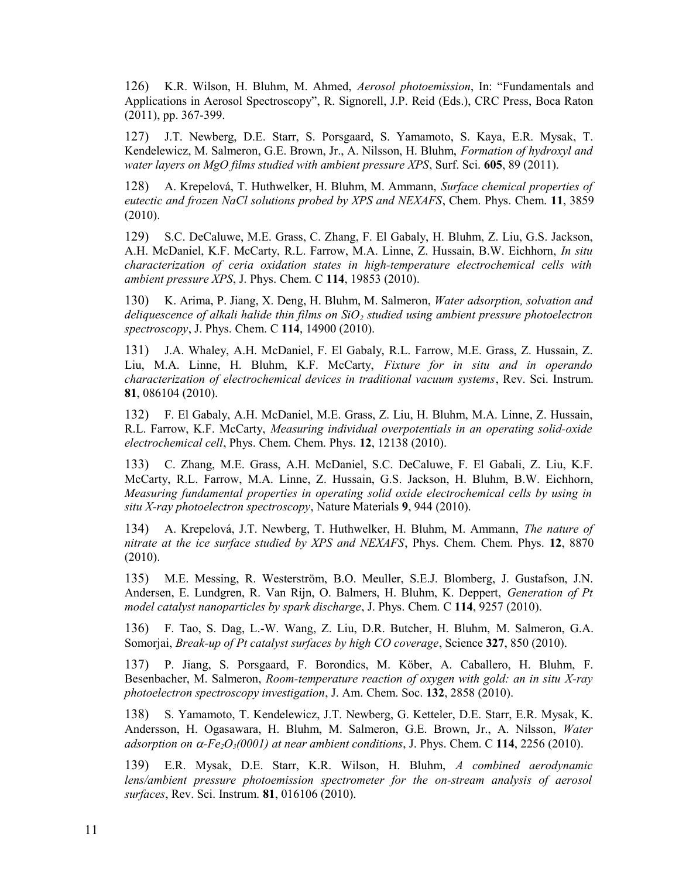126) K.R. Wilson, H. Bluhm, M. Ahmed, *Aerosol photoemission*, In: "Fundamentals and Applications in Aerosol Spectroscopy", R. Signorell, J.P. Reid (Eds.), CRC Press, Boca Raton (2011), pp. 367-399.

127) J.T. Newberg, D.E. Starr, S. Porsgaard, S. Yamamoto, S. Kaya, E.R. Mysak, T. Kendelewicz, M. Salmeron, G.E. Brown, Jr., A. Nilsson, H. Bluhm, *Formation of hydroxyl and water layers on MgO films studied with ambient pressure XPS*, Surf. Sci. **605**, 89 (2011).

128) A. Krepelová, T. Huthwelker, H. Bluhm, M. Ammann, *Surface chemical properties of eutectic and frozen NaCl solutions probed by XPS and NEXAFS*, Chem. Phys. Chem. **11**, 3859 (2010).

129) S.C. DeCaluwe, M.E. Grass, C. Zhang, F. El Gabaly, H. Bluhm, Z. Liu, G.S. Jackson, A.H. McDaniel, K.F. McCarty, R.L. Farrow, M.A. Linne, Z. Hussain, B.W. Eichhorn, *In situ characterization of ceria oxidation states in high-temperature electrochemical cells with ambient pressure XPS*, J. Phys. Chem. C **114**, 19853 (2010).

130) K. Arima, P. Jiang, X. Deng, H. Bluhm, M. Salmeron, *Water adsorption, solvation and deliquescence of alkali halide thin films on $SiO_2$ studied using ambient pressure photoelectron spectroscopy*, J. Phys. Chem. C **114**, 14900 (2010).

131) J.A. Whaley, A.H. McDaniel, F. El Gabaly, R.L. Farrow, M.E. Grass, Z. Hussain, Z. Liu, M.A. Linne, H. Bluhm, K.F. McCarty, *Fixture for in situ and in operando characterization of electrochemical devices in traditional vacuum systems*, Rev. Sci. Instrum. **81**, 086104 (2010).

132) F. El Gabaly, A.H. McDaniel, M.E. Grass, Z. Liu, H. Bluhm, M.A. Linne, Z. Hussain, R.L. Farrow, K.F. McCarty, *Measuring individual overpotentials in an operating solid-oxide electrochemical cell*, Phys. Chem. Chem. Phys. **12**, 12138 (2010).

133) C. Zhang, M.E. Grass, A.H. McDaniel, S.C. DeCaluwe, F. El Gabali, Z. Liu, K.F. McCarty, R.L. Farrow, M.A. Linne, Z. Hussain, G.S. Jackson, H. Bluhm, B.W. Eichhorn, *Measuring fundamental properties in operating solid oxide electrochemical cells by using in situ X-ray photoelectron spectroscopy*, Nature Materials **9**, 944 (2010).

134) A. Krepelová, J.T. Newberg, T. Huthwelker, H. Bluhm, M. Ammann, *The nature of nitrate at the ice surface studied by XPS and NEXAFS*, Phys. Chem. Chem. Phys. **12**, 8870 (2010).

135) M.E. Messing, R. Westerström, B.O. Meuller, S.E.J. Blomberg, J. Gustafson, J.N. Andersen, E. Lundgren, R. Van Rijn, O. Balmers, H. Bluhm, K. Deppert, *Generation of Pt model catalyst nanoparticles by spark discharge*, J. Phys. Chem. C **114**, 9257 (2010).

136) F. Tao, S. Dag, L.-W. Wang, Z. Liu, D.R. Butcher, H. Bluhm, M. Salmeron, G.A. Somorjai, *Break-up of Pt catalyst surfaces by high CO coverage*, Science **327**, 850 (2010).

137) P. Jiang, S. Porsgaard, F. Borondics, M. Köber, A. Caballero, H. Bluhm, F. Besenbacher, M. Salmeron, *Room-temperature reaction of oxygen with gold: an in situ X-ray photoelectron spectroscopy investigation*, J. Am. Chem. Soc. **132**, 2858 (2010).

138) S. Yamamoto, T. Kendelewicz, J.T. Newberg, G. Ketteler, D.E. Starr, E.R. Mysak, K. Andersson, H. Ogasawara, H. Bluhm, M. Salmeron, G.E. Brown, Jr., A. Nilsson, *Water adsorption on $\alpha$-$Fe_2O_3$(0001) at near ambient conditions*, J. Phys. Chem. C **114**, 2256 (2010).

139) E.R. Mysak, D.E. Starr, K.R. Wilson, H. Bluhm, *A combined aerodynamic lens/ambient pressure photoemission spectrometer for the on-stream analysis of aerosol surfaces*, Rev. Sci. Instrum. **81**, 016106 (2010).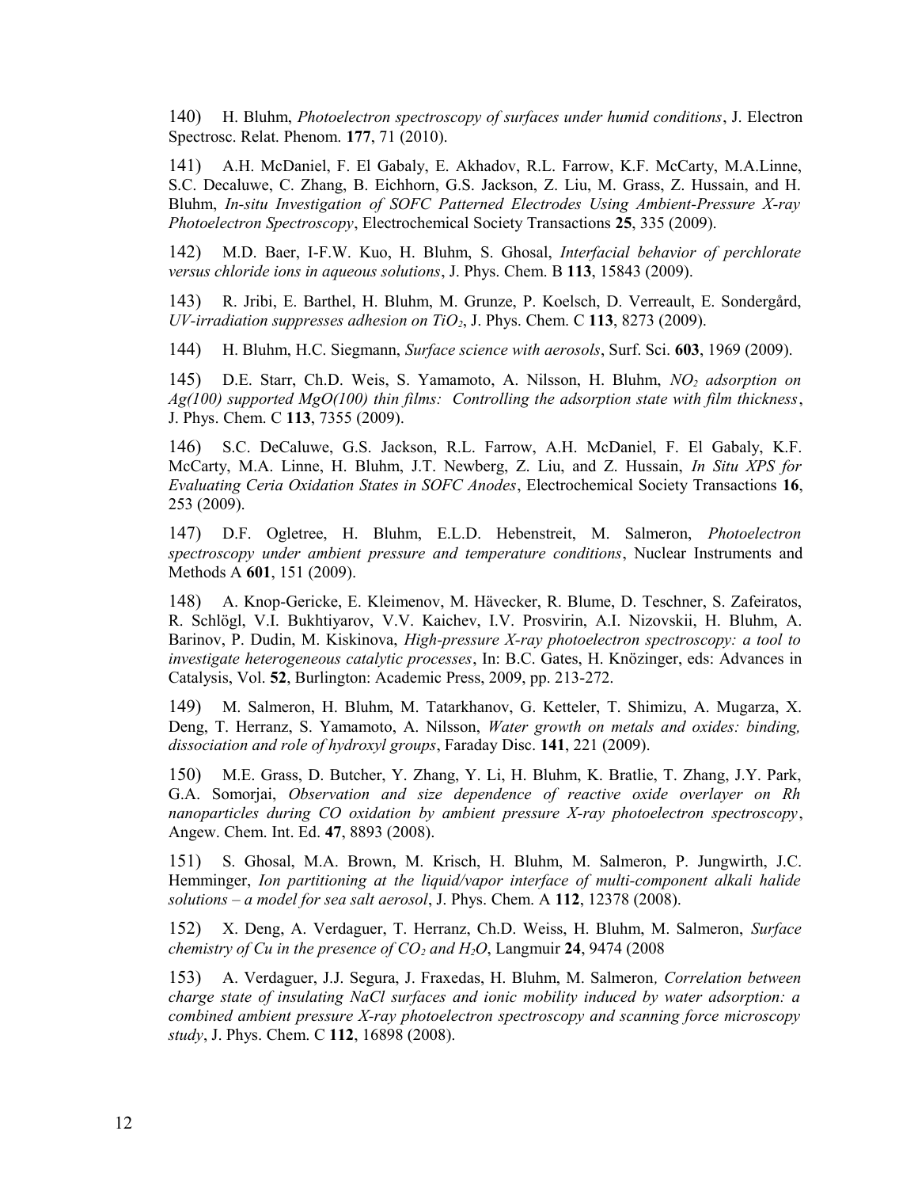140) H. Bluhm, *Photoelectron spectroscopy of surfaces under humid conditions*, J. Electron Spectrosc. Relat. Phenom. **177**, 71 (2010).

141) A.H. McDaniel, F. El Gabaly, E. Akhadov, R.L. Farrow, K.F. McCarty, M.A.Linne, S.C. Decaluwe, C. Zhang, B. Eichhorn, G.S. Jackson, Z. Liu, M. Grass, Z. Hussain, and H. Bluhm, *In-situ Investigation of SOFC Patterned Electrodes Using Ambient-Pressure X-ray Photoelectron Spectroscopy*, Electrochemical Society Transactions **25**, 335 (2009).

142) M.D. Baer, I-F.W. Kuo, H. Bluhm, S. Ghosal, *Interfacial behavior of perchlorate versus chloride ions in aqueous solutions*, J. Phys. Chem. B **113**, 15843 (2009).

143) R. Jribi, E. Barthel, H. Bluhm, M. Grunze, P. Koelsch, D. Verreault, E. Sondergård, *UV-irradiation suppresses adhesion on $TiO_2$*, J. Phys. Chem. C **113**, 8273 (2009).

144) H. Bluhm, H.C. Siegmann, *Surface science with aerosols*, Surf. Sci. **603**, 1969 (2009).

145) D.E. Starr, Ch.D. Weis, S. Yamamoto, A. Nilsson, H. Bluhm, *$NO_2$ adsorption on Ag(100) supported MgO(100) thin films: Controlling the adsorption state with film thickness*, J. Phys. Chem. C **113**, 7355 (2009).

146) S.C. DeCaluwe, G.S. Jackson, R.L. Farrow, A.H. McDaniel, F. El Gabaly, K.F. McCarty, M.A. Linne, H. Bluhm, J.T. Newberg, Z. Liu, and Z. Hussain, *In Situ XPS for Evaluating Ceria Oxidation States in SOFC Anodes*, Electrochemical Society Transactions **16**, 253 (2009).

147) D.F. Ogletree, H. Bluhm, E.L.D. Hebenstreit, M. Salmeron, *Photoelectron spectroscopy under ambient pressure and temperature conditions*, Nuclear Instruments and Methods A **601**, 151 (2009).

148) A. Knop-Gericke, E. Kleimenov, M. Hävecker, R. Blume, D. Teschner, S. Zafeiratos, R. Schlögl, V.I. Bukhtiyarov, V.V. Kaichev, I.V. Prosvirin, A.I. Nizovskii, H. Bluhm, A. Barinov, P. Dudin, M. Kiskinova, *High-pressure X-ray photoelectron spectroscopy: a tool to investigate heterogeneous catalytic processes*, In: B.C. Gates, H. Knözinger, eds: Advances in Catalysis, Vol. **52**, Burlington: Academic Press, 2009, pp. 213-272.

149) M. Salmeron, H. Bluhm, M. Tatarkhanov, G. Ketteler, T. Shimizu, A. Mugarza, X. Deng, T. Herranz, S. Yamamoto, A. Nilsson, *Water growth on metals and oxides: binding, dissociation and role of hydroxyl groups*, Faraday Disc. **141**, 221 (2009).

150) M.E. Grass, D. Butcher, Y. Zhang, Y. Li, H. Bluhm, K. Bratlie, T. Zhang, J.Y. Park, G.A. Somorjai, *Observation and size dependence of reactive oxide overlayer on Rh nanoparticles during CO oxidation by ambient pressure X-ray photoelectron spectroscopy*, Angew. Chem. Int. Ed. **47**, 8893 (2008).

151) S. Ghosal, M.A. Brown, M. Krisch, H. Bluhm, M. Salmeron, P. Jungwirth, J.C. Hemminger, *Ion partitioning at the liquid/vapor interface of multi-component alkali halide solutions – a model for sea salt aerosol*, J. Phys. Chem. A **112**, 12378 (2008).

152) X. Deng, A. Verdaguer, T. Herranz, Ch.D. Weiss, H. Bluhm, M. Salmeron, *Surface chemistry of Cu in the presence of $CO_2$ and $H_2O$*, Langmuir **24**, 9474 (2008

153) A. Verdaguer, J.J. Segura, J. Fraxedas, H. Bluhm, M. Salmeron, *Correlation between charge state of insulating NaCl surfaces and ionic mobility induced by water adsorption: a combined ambient pressure X-ray photoelectron spectroscopy and scanning force microscopy study*, J. Phys. Chem. C **112**, 16898 (2008).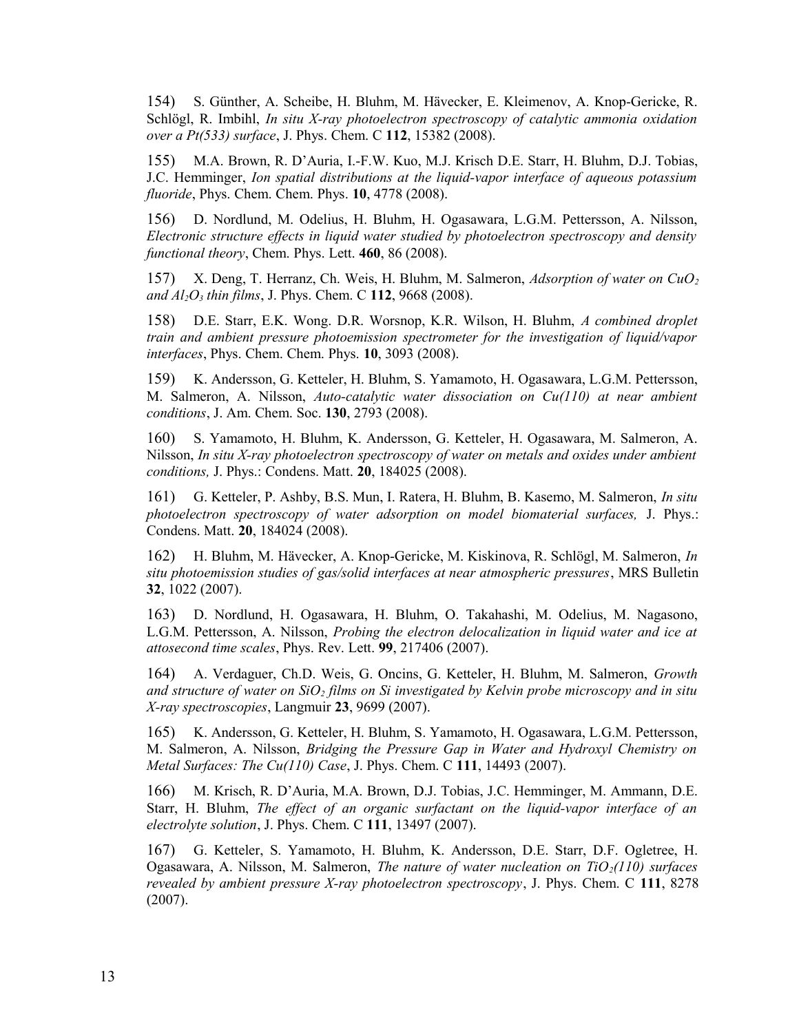154) S. Günther, A. Scheibe, H. Bluhm, M. Hävecker, E. Kleimenov, A. Knop-Gericke, R. Schlögl, R. Imbihl, *In situ X-ray photoelectron spectroscopy of catalytic ammonia oxidation over a Pt(533) surface*, J. Phys. Chem. C **112**, 15382 (2008).

155) M.A. Brown, R. D'Auria, I.-F.W. Kuo, M.J. Krisch D.E. Starr, H. Bluhm, D.J. Tobias, J.C. Hemminger, *Ion spatial distributions at the liquid-vapor interface of aqueous potassium fluoride*, Phys. Chem. Chem. Phys. **10**, 4778 (2008).

156) D. Nordlund, M. Odelius, H. Bluhm, H. Ogasawara, L.G.M. Pettersson, A. Nilsson, *Electronic structure effects in liquid water studied by photoelectron spectroscopy and density functional theory*, Chem. Phys. Lett. **460**, 86 (2008).

157) X. Deng, T. Herranz, Ch. Weis, H. Bluhm, M. Salmeron, *Adsorption of water on $CuO_2$ and $Al_2O_3$ thin films*, J. Phys. Chem. C **112**, 9668 (2008).

158) D.E. Starr, E.K. Wong. D.R. Worsnop, K.R. Wilson, H. Bluhm, *A combined droplet train and ambient pressure photoemission spectrometer for the investigation of liquid/vapor interfaces*, Phys. Chem. Chem. Phys. **10**, 3093 (2008).

159) K. Andersson, G. Ketteler, H. Bluhm, S. Yamamoto, H. Ogasawara, L.G.M. Pettersson, M. Salmeron, A. Nilsson, *Auto-catalytic water dissociation on Cu(110) at near ambient conditions*, J. Am. Chem. Soc. **130**, 2793 (2008).

160) S. Yamamoto, H. Bluhm, K. Andersson, G. Ketteler, H. Ogasawara, M. Salmeron, A. Nilsson, *In situ X-ray photoelectron spectroscopy of water on metals and oxides under ambient conditions,* J. Phys.: Condens. Matt. **20**, 184025 (2008).

161) G. Ketteler, P. Ashby, B.S. Mun, I. Ratera, H. Bluhm, B. Kasemo, M. Salmeron, *In situ photoelectron spectroscopy of water adsorption on model biomaterial surfaces,* J. Phys.: Condens. Matt. **20**, 184024 (2008).

162) H. Bluhm, M. Hävecker, A. Knop-Gericke, M. Kiskinova, R. Schlögl, M. Salmeron, *In situ photoemission studies of gas/solid interfaces at near atmospheric pressures*, MRS Bulletin **32**, 1022 (2007).

163) D. Nordlund, H. Ogasawara, H. Bluhm, O. Takahashi, M. Odelius, M. Nagasono, L.G.M. Pettersson, A. Nilsson, *Probing the electron delocalization in liquid water and ice at attosecond time scales*, Phys. Rev. Lett. **99**, 217406 (2007).

164) A. Verdaguer, Ch.D. Weis, G. Oncins, G. Ketteler, H. Bluhm, M. Salmeron, *Growth and structure of water on $SiO_2$ films on Si investigated by Kelvin probe microscopy and in situ X-ray spectroscopies*, Langmuir **23**, 9699 (2007).

165) K. Andersson, G. Ketteler, H. Bluhm, S. Yamamoto, H. Ogasawara, L.G.M. Pettersson, M. Salmeron, A. Nilsson, *Bridging the Pressure Gap in Water and Hydroxyl Chemistry on Metal Surfaces: The Cu(110) Case*, J. Phys. Chem. C **111**, 14493 (2007).

166) M. Krisch, R. D'Auria, M.A. Brown, D.J. Tobias, J.C. Hemminger, M. Ammann, D.E. Starr, H. Bluhm, *The effect of an organic surfactant on the liquid-vapor interface of an electrolyte solution*, J. Phys. Chem. C **111**, 13497 (2007).

167) G. Ketteler, S. Yamamoto, H. Bluhm, K. Andersson, D.E. Starr, D.F. Ogletree, H. Ogasawara, A. Nilsson, M. Salmeron, *The nature of water nucleation on $TiO_2(110)$ surfaces revealed by ambient pressure X-ray photoelectron spectroscopy*, J. Phys. Chem. C **111**, 8278 (2007).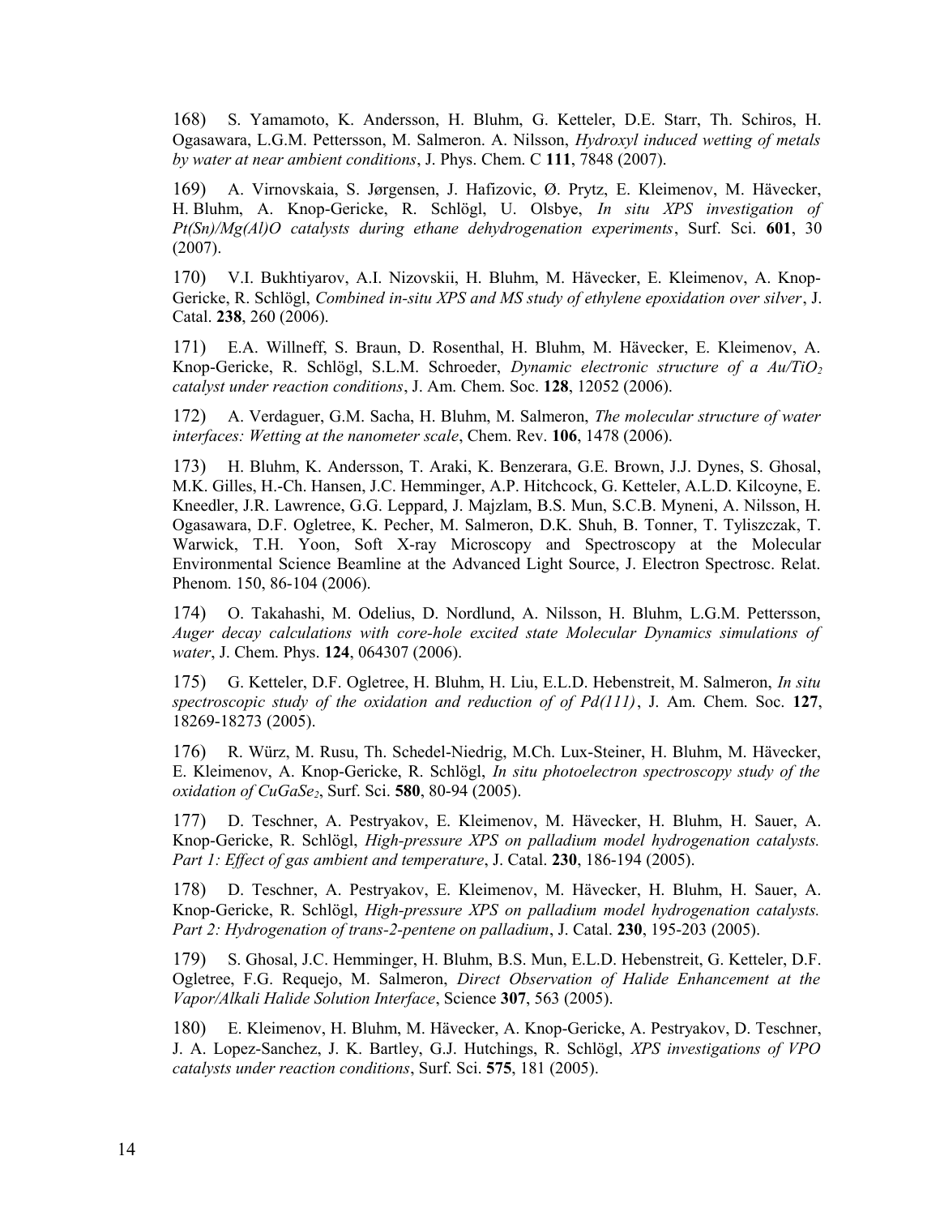168) S. Yamamoto, K. Andersson, H. Bluhm, G. Ketteler, D.E. Starr, Th. Schiros, H. Ogasawara, L.G.M. Pettersson, M. Salmeron. A. Nilsson, *Hydroxyl induced wetting of metals by water at near ambient conditions*, J. Phys. Chem. C **111**, 7848 (2007).

169) A. Virnovskaia, S. Jørgensen, J. Hafizovic, Ø. Prytz, E. Kleimenov, M. Hävecker, H. Bluhm, A. Knop-Gericke, R. Schlögl, U. Olsbye, *In situ XPS investigation of Pt(Sn)/Mg(Al)O catalysts during ethane dehydrogenation experiments*, Surf. Sci. **601**, 30 (2007).

170) V.I. Bukhtiyarov, A.I. Nizovskii, H. Bluhm, M. Hävecker, E. Kleimenov, A. Knop-Gericke, R. Schlögl, *Combined in-situ XPS and MS study of ethylene epoxidation over silver*, J. Catal. **238**, 260 (2006).

171) E.A. Willneff, S. Braun, D. Rosenthal, H. Bluhm, M. Hävecker, E. Kleimenov, A. Knop-Gericke, R. Schlögl, S.L.M. Schroeder, *Dynamic electronic structure of a Au/*$TiO_2$ *catalyst under reaction conditions*, J. Am. Chem. Soc. **128**, 12052 (2006).

172) A. Verdaguer, G.M. Sacha, H. Bluhm, M. Salmeron, *The molecular structure of water interfaces: Wetting at the nanometer scale*, Chem. Rev. **106**, 1478 (2006).

173) H. Bluhm, K. Andersson, T. Araki, K. Benzerara, G.E. Brown, J.J. Dynes, S. Ghosal, M.K. Gilles, H.-Ch. Hansen, J.C. Hemminger, A.P. Hitchcock, G. Ketteler, A.L.D. Kilcoyne, E. Kneedler, J.R. Lawrence, G.G. Leppard, J. Majzlam, B.S. Mun, S.C.B. Myneni, A. Nilsson, H. Ogasawara, D.F. Ogletree, K. Pecher, M. Salmeron, D.K. Shuh, B. Tonner, T. Tyliszczak, T. Warwick, T.H. Yoon, Soft X-ray Microscopy and Spectroscopy at the Molecular Environmental Science Beamline at the Advanced Light Source, J. Electron Spectrosc. Relat. Phenom. 150, 86-104 (2006).

174) O. Takahashi, M. Odelius, D. Nordlund, A. Nilsson, H. Bluhm, L.G.M. Pettersson, *Auger decay calculations with core-hole excited state Molecular Dynamics simulations of water*, J. Chem. Phys. **124**, 064307 (2006).

175) G. Ketteler, D.F. Ogletree, H. Bluhm, H. Liu, E.L.D. Hebenstreit, M. Salmeron, *In situ spectroscopic study of the oxidation and reduction of of Pd(111)*, J. Am. Chem. Soc. **127**, 18269-18273 (2005).

176) R. Würz, M. Rusu, Th. Schedel-Niedrig, M.Ch. Lux-Steiner, H. Bluhm, M. Hävecker, E. Kleimenov, A. Knop-Gericke, R. Schlögl, *In situ photoelectron spectroscopy study of the oxidation of* $CuGaSe_2$, Surf. Sci. **580**, 80-94 (2005).

177) D. Teschner, A. Pestryakov, E. Kleimenov, M. Hävecker, H. Bluhm, H. Sauer, A. Knop-Gericke, R. Schlögl, *High-pressure XPS on palladium model hydrogenation catalysts. Part 1: Effect of gas ambient and temperature*, J. Catal. **230**, 186-194 (2005).

178) D. Teschner, A. Pestryakov, E. Kleimenov, M. Hävecker, H. Bluhm, H. Sauer, A. Knop-Gericke, R. Schlögl, *High-pressure XPS on palladium model hydrogenation catalysts. Part 2: Hydrogenation of trans-2-pentene on palladium*, J. Catal. **230**, 195-203 (2005).

179) S. Ghosal, J.C. Hemminger, H. Bluhm, B.S. Mun, E.L.D. Hebenstreit, G. Ketteler, D.F. Ogletree, F.G. Requejo, M. Salmeron, *Direct Observation of Halide Enhancement at the Vapor/Alkali Halide Solution Interface*, Science **307**, 563 (2005).

180) E. Kleimenov, H. Bluhm, M. Hävecker, A. Knop-Gericke, A. Pestryakov, D. Teschner, J. A. Lopez-Sanchez, J. K. Bartley, G.J. Hutchings, R. Schlögl, *XPS investigations of VPO catalysts under reaction conditions*, Surf. Sci. **575**, 181 (2005).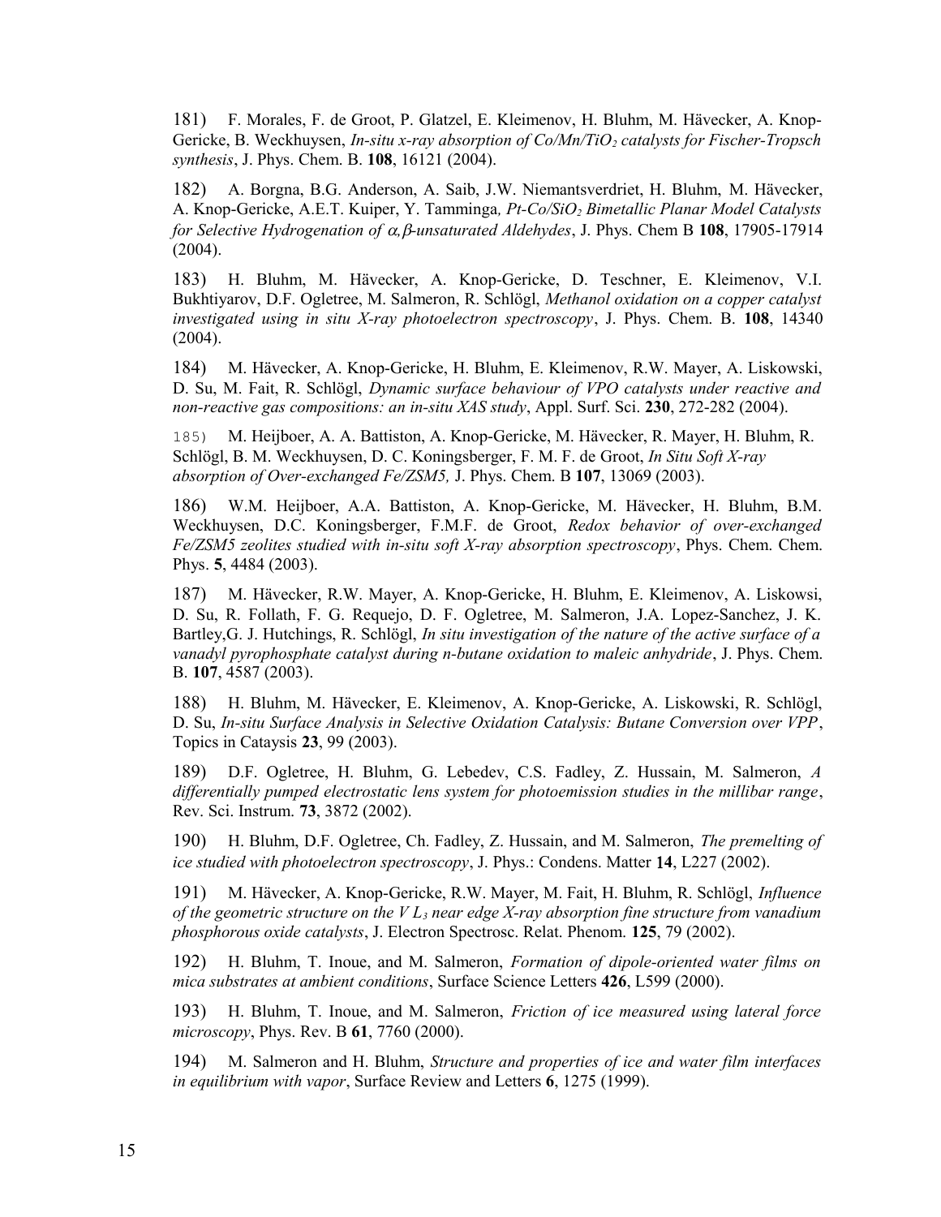181) F. Morales, F. de Groot, P. Glatzel, E. Kleimenov, H. Bluhm, M. Hävecker, A. Knop-Gericke, B. Weckhuysen, *In-situ x-ray absorption of $Co/Mn/TiO_2$ catalysts for Fischer-Tropsch synthesis*, J. Phys. Chem. B. **108**, 16121 (2004).

182) A. Borgna, B.G. Anderson, A. Saib, J.W. Niemantsverdriet, H. Bluhm, M. Hävecker, A. Knop-Gericke, A.E.T. Kuiper, Y. Tamminga*, Pt-Co/$SiO_2$ Bimetallic Planar Model Catalysts for Selective Hydrogenation of $\alpha,\beta$-unsaturated Aldehydes*, J. Phys. Chem B **108**, 17905-17914 (2004).

183) H. Bluhm, M. Hävecker, A. Knop-Gericke, D. Teschner, E. Kleimenov, V.I. Bukhtiyarov, D.F. Ogletree, M. Salmeron, R. Schlögl, *Methanol oxidation on a copper catalyst investigated using in situ X-ray photoelectron spectroscopy*, J. Phys. Chem. B. **108**, 14340 (2004).

184) M. Hävecker, A. Knop-Gericke, H. Bluhm, E. Kleimenov, R.W. Mayer, A. Liskowski, D. Su, M. Fait, R. Schlögl, *Dynamic surface behaviour of VPO catalysts under reactive and non-reactive gas compositions: an in-situ XAS study*, Appl. Surf. Sci. **230**, 272-282 (2004).

185) M. Heijboer, A. A. Battiston, A. Knop-Gericke, M. Hävecker, R. Mayer, H. Bluhm, R. Schlögl, B. M. Weckhuysen, D. C. Koningsberger, F. M. F. de Groot, *In Situ Soft X-ray absorption of Over-exchanged Fe/ZSM5,* J. Phys. Chem. B **107**, 13069 (2003).

186) W.M. Heijboer, A.A. Battiston, A. Knop-Gericke, M. Hävecker, H. Bluhm, B.M. Weckhuysen, D.C. Koningsberger, F.M.F. de Groot, *Redox behavior of over-exchanged Fe/ZSM5 zeolites studied with in-situ soft X-ray absorption spectroscopy*, Phys. Chem. Chem. Phys. **5**, 4484 (2003).

187) M. Hävecker, R.W. Mayer, A. Knop-Gericke, H. Bluhm, E. Kleimenov, A. Liskowsi, D. Su, R. Follath, F. G. Requejo, D. F. Ogletree, M. Salmeron, J.A. Lopez-Sanchez, J. K. Bartley,G. J. Hutchings, R. Schlögl, *In situ investigation of the nature of the active surface of a vanadyl pyrophosphate catalyst during n-butane oxidation to maleic anhydride*, J. Phys. Chem. B. **107**, 4587 (2003).

188) H. Bluhm, M. Hävecker, E. Kleimenov, A. Knop-Gericke, A. Liskowski, R. Schlögl, D. Su, *In-situ Surface Analysis in Selective Oxidation Catalysis: Butane Conversion over VPP*, Topics in Cataysis **23**, 99 (2003).

189) D.F. Ogletree, H. Bluhm, G. Lebedev, C.S. Fadley, Z. Hussain, M. Salmeron, *A differentially pumped electrostatic lens system for photoemission studies in the millibar range*, Rev. Sci. Instrum. **73**, 3872 (2002).

190) H. Bluhm, D.F. Ogletree, Ch. Fadley, Z. Hussain, and M. Salmeron, *The premelting of ice studied with photoelectron spectroscopy*, J. Phys.: Condens. Matter **14**, L227 (2002).

191) M. Hävecker, A. Knop-Gericke, R.W. Mayer, M. Fait, H. Bluhm, R. Schlögl, *Influence of the geometric structure on the V $L_3$ near edge X-ray absorption fine structure from vanadium phosphorous oxide catalysts*, J. Electron Spectrosc. Relat. Phenom. **125**, 79 (2002).

192) H. Bluhm, T. Inoue, and M. Salmeron, *Formation of dipole-oriented water films on mica substrates at ambient conditions*, Surface Science Letters **426**, L599 (2000).

193) H. Bluhm, T. Inoue, and M. Salmeron, *Friction of ice measured using lateral force microscopy*, Phys. Rev. B **61**, 7760 (2000).

194) M. Salmeron and H. Bluhm, *Structure and properties of ice and water film interfaces in equilibrium with vapor*, Surface Review and Letters **6**, 1275 (1999).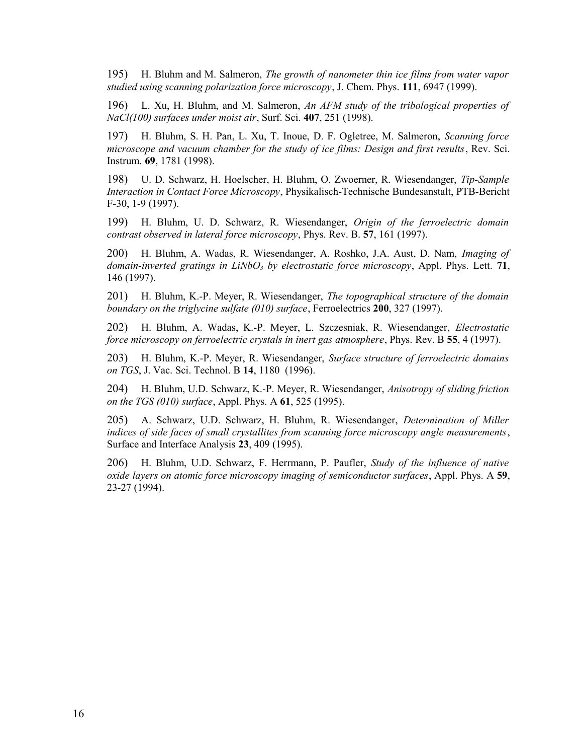195) H. Bluhm and M. Salmeron, *The growth of nanometer thin ice films from water vapor studied using scanning polarization force microscopy*, J. Chem. Phys. **111**, 6947 (1999).

196) L. Xu, H. Bluhm, and M. Salmeron, *An AFM study of the tribological properties of NaCl(100) surfaces under moist air*, Surf. Sci. **407**, 251 (1998).

197) H. Bluhm, S. H. Pan, L. Xu, T. Inoue, D. F. Ogletree, M. Salmeron, *Scanning force microscope and vacuum chamber for the study of ice films: Design and first results*, Rev. Sci. Instrum. **69**, 1781 (1998).

198) U. D. Schwarz, H. Hoelscher, H. Bluhm, O. Zwoerner, R. Wiesendanger, *Tip-Sample Interaction in Contact Force Microscopy*, Physikalisch-Technische Bundesanstalt, PTB-Bericht F-30, 1-9 (1997).

199) H. Bluhm, U. D. Schwarz, R. Wiesendanger, *Origin of the ferroelectric domain contrast observed in lateral force microscopy*, Phys. Rev. B. **57**, 161 (1997).

200) H. Bluhm, A. Wadas, R. Wiesendanger, A. Roshko, J.A. Aust, D. Nam, *Imaging of domain-inverted gratings in $LiNbO_3$ by electrostatic force microscopy*, Appl. Phys. Lett. **71**, 146 (1997).

201) H. Bluhm, K.-P. Meyer, R. Wiesendanger, *The topographical structure of the domain boundary on the triglycine sulfate (010) surface*, Ferroelectrics **200**, 327 (1997).

202) H. Bluhm, A. Wadas, K.-P. Meyer, L. Szczesniak, R. Wiesendanger, *Electrostatic force microscopy on ferroelectric crystals in inert gas atmosphere*, Phys. Rev. B **55**, 4 (1997).

203) H. Bluhm, K.-P. Meyer, R. Wiesendanger, *Surface structure of ferroelectric domains on TGS*, J. Vac. Sci. Technol. B **14**, 1180 (1996).

204) H. Bluhm, U.D. Schwarz, K.-P. Meyer, R. Wiesendanger, *Anisotropy of sliding friction on the TGS (010) surface*, Appl. Phys. A **61**, 525 (1995).

205) A. Schwarz, U.D. Schwarz, H. Bluhm, R. Wiesendanger, *Determination of Miller indices of side faces of small crystallites from scanning force microscopy angle measurements*, Surface and Interface Analysis **23**, 409 (1995).

206) H. Bluhm, U.D. Schwarz, F. Herrmann, P. Paufler, *Study of the influence of native oxide layers on atomic force microscopy imaging of semiconductor surfaces*, Appl. Phys. A **59**, 23-27 (1994).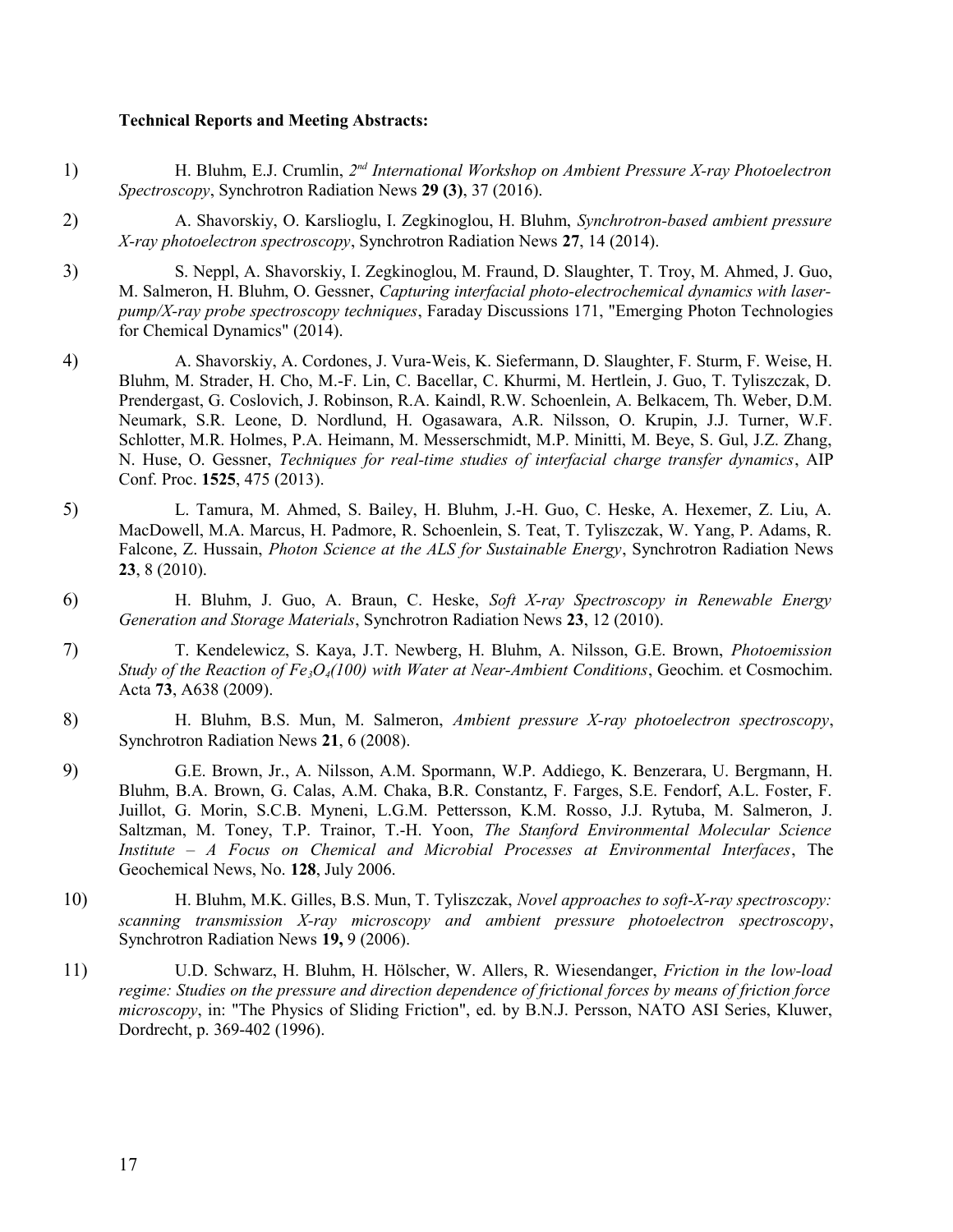**Technical Reports and Meeting Abstracts:**

1) H. Bluhm, E.J. Crumlin, *2nd International Workshop on Ambient Pressure X-ray Photoelectron Spectroscopy*, Synchrotron Radiation News **29 (3)**, 37 (2016).

2) A. Shavorskiy, O. Karslioglu, I. Zegkinoglou, H. Bluhm, *Synchrotron-based ambient pressure X-ray photoelectron spectroscopy*, Synchrotron Radiation News **27**, 14 (2014).

3) S. Neppl, A. Shavorskiy, I. Zegkinoglou, M. Fraund, D. Slaughter, T. Troy, M. Ahmed, J. Guo, M. Salmeron, H. Bluhm, O. Gessner, *Capturing interfacial photo-electrochemical dynamics with laser-pump/X-ray probe spectroscopy techniques*, Faraday Discussions 171, "Emerging Photon Technologies for Chemical Dynamics" (2014).

4) A. Shavorskiy, A. Cordones, J. Vura-Weis, K. Siefermann, D. Slaughter, F. Sturm, F. Weise, H. Bluhm, M. Strader, H. Cho, M.-F. Lin, C. Bacellar, C. Khurmi, M. Hertlein, J. Guo, T. Tyliszczak, D. Prendergast, G. Coslovich, J. Robinson, R.A. Kaindl, R.W. Schoenlein, A. Belkacem, Th. Weber, D.M. Neumark, S.R. Leone, D. Nordlund, H. Ogasawara, A.R. Nilsson, O. Krupin, J.J. Turner, W.F. Schlotter, M.R. Holmes, P.A. Heimann, M. Messerschmidt, M.P. Minitti, M. Beye, S. Gul, J.Z. Zhang, N. Huse, O. Gessner, *Techniques for real-time studies of interfacial charge transfer dynamics*, AIP Conf. Proc. **1525**, 475 (2013).

5) L. Tamura, M. Ahmed, S. Bailey, H. Bluhm, J.-H. Guo, C. Heske, A. Hexemer, Z. Liu, A. MacDowell, M.A. Marcus, H. Padmore, R. Schoenlein, S. Teat, T. Tyliszczak, W. Yang, P. Adams, R. Falcone, Z. Hussain, *Photon Science at the ALS for Sustainable Energy*, Synchrotron Radiation News **23**, 8 (2010).

6) H. Bluhm, J. Guo, A. Braun, C. Heske, *Soft X-ray Spectroscopy in Renewable Energy Generation and Storage Materials*, Synchrotron Radiation News **23**, 12 (2010).

7) T. Kendelewicz, S. Kaya, J.T. Newberg, H. Bluhm, A. Nilsson, G.E. Brown, *Photoemission Study of the Reaction of $Fe_3O_4$(100) with Water at Near-Ambient Conditions*, Geochim. et Cosmochim. Acta **73**, A638 (2009).

8) H. Bluhm, B.S. Mun, M. Salmeron, *Ambient pressure X-ray photoelectron spectroscopy*, Synchrotron Radiation News **21**, 6 (2008).

9) G.E. Brown, Jr., A. Nilsson, A.M. Spormann, W.P. Addiego, K. Benzerara, U. Bergmann, H. Bluhm, B.A. Brown, G. Calas, A.M. Chaka, B.R. Constantz, F. Farges, S.E. Fendorf, A.L. Foster, F. Juillot, G. Morin, S.C.B. Myneni, L.G.M. Pettersson, K.M. Rosso, J.J. Rytuba, M. Salmeron, J. Saltzman, M. Toney, T.P. Trainor, T.-H. Yoon, *The Stanford Environmental Molecular Science Institute – A Focus on Chemical and Microbial Processes at Environmental Interfaces*, The Geochemical News, No. **128**, July 2006.

10) H. Bluhm, M.K. Gilles, B.S. Mun, T. Tyliszczak, *Novel approaches to soft-X-ray spectroscopy: scanning transmission X-ray microscopy and ambient pressure photoelectron spectroscopy*, Synchrotron Radiation News **19,** 9 (2006).

11) U.D. Schwarz, H. Bluhm, H. Hölscher, W. Allers, R. Wiesendanger, *Friction in the low-load regime: Studies on the pressure and direction dependence of frictional forces by means of friction force microscopy*, in: "The Physics of Sliding Friction", ed. by B.N.J. Persson, NATO ASI Series, Kluwer, Dordrecht, p. 369-402 (1996).